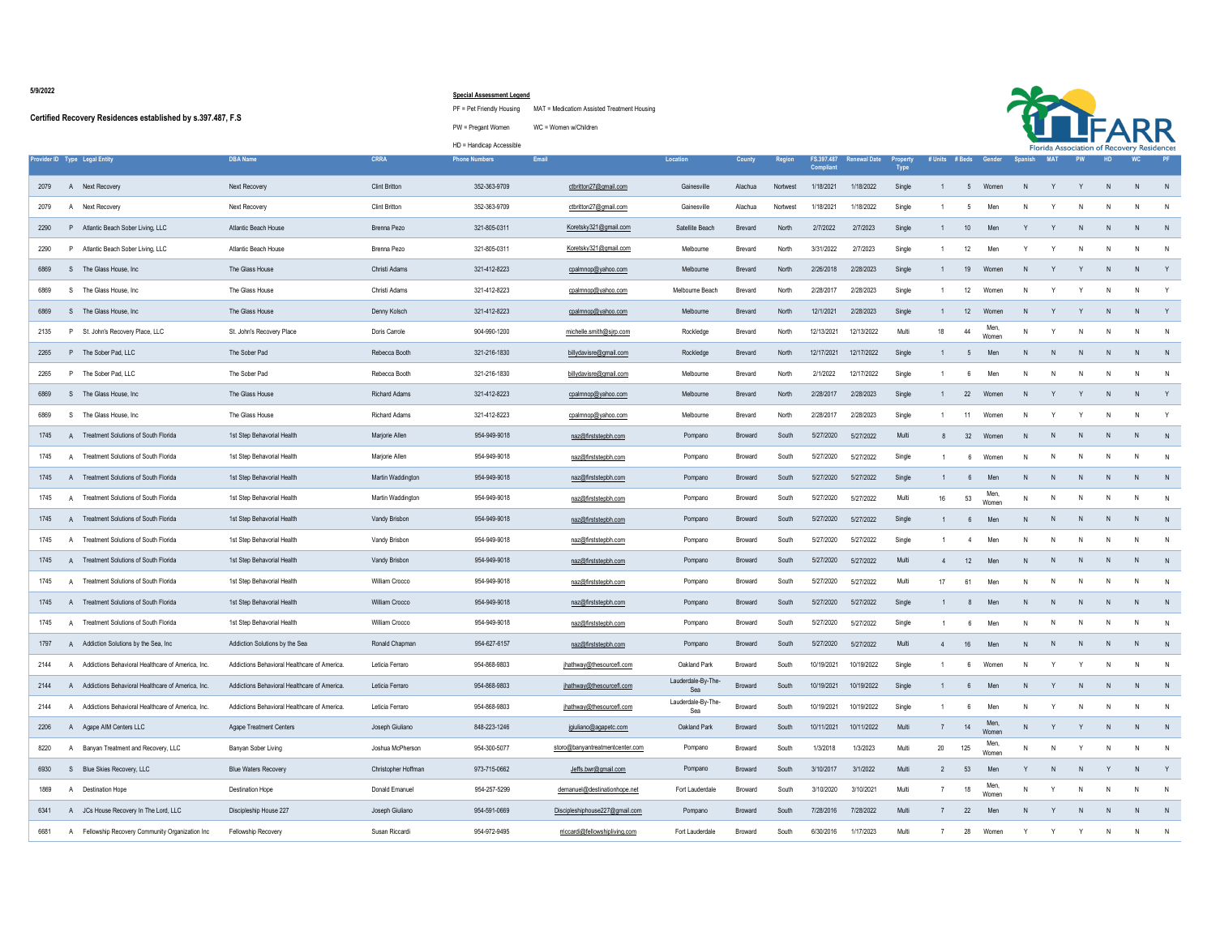5/9/2022

**Certified Recovery Residences established by s.397.487, F.S**

**Special Assessment Legend**

PF = Pet Friendly Housing    MAT = Medication Assisted Treatment Housing

PW = Pregant Women    WC = Women w/Children

HD = Handicap Accessible

FARR
Florida Association of Recovery Residences

| Provider ID | Type | Legal Entity | DBA Name | CRRA | Phone Numbers | Email | Location | County | Region | FS.397.487 Compliant | Renewal Date | Property Type | # Units | # Beds | Gender | Spanish | MAT | PW | HD | WC | PF |
|---|---|---|---|---|---|---|---|---|---|---|---|---|---|---|---|---|---|---|---|---|---|
| 2079 | A | Next Recovery | Next Recovery | Clint Britton | 352-363-9709 | ctbritton27@gmail.com | Gainesville | Alachua | Nortwest | 1/18/2021 | 1/18/2022 | Single | 1 | 5 | Women | N | Y | Y | N | N | N |
| 2079 | A | Next Recovery | Next Recovery | Clint Britton | 352-363-9709 | ctbritton27@gmail.com | Gainesville | Alachua | Nortwest | 1/18/2021 | 1/18/2022 | Single | 1 | 5 | Men | N | Y | N | N | N | N |
| 2290 | P | Atlantic Beach Sober Living, LLC | Atlantic Beach House | Brenna Pezo | 321-805-0311 | Koretsky321@gmail.com | Satellite Beach | Brevard | North | 2/7/2022 | 2/7/2023 | Single | 1 | 10 | Men | Y | Y | N | N | N | N |
| 2290 | P | Atlantic Beach Sober Living, LLC | Atlantic Beach House | Brenna Pezo | 321-805-0311 | Koretsky321@gmail.com | Melbourne | Brevard | North | 3/31/2022 | 2/7/2023 | Single | 1 | 12 | Men | Y | Y | N | N | N | N |
| 6869 | S | The Glass House, Inc | The Glass House | Christi Adams | 321-412-8223 | cpalmnop@yahoo.com | Melbourne | Brevard | North | 2/26/2018 | 2/28/2023 | Single | 1 | 19 | Women | N | Y | Y | N | N | Y |
| 6869 | S | The Glass House, Inc | The Glass House | Christi Adams | 321-412-8223 | cpalmnop@yahoo.com | Melbourne Beach | Brevard | North | 2/28/2017 | 2/28/2023 | Single | 1 | 12 | Women | N | Y | Y | N | N | Y |
| 6869 | S | The Glass House, Inc | The Glass House | Denny Kolsch | 321-412-8223 | cpalmnop@yahoo.com | Melbourne | Brevard | North | 12/1/2021 | 2/28/2023 | Single | 1 | 12 | Women | N | Y | Y | N | N | Y |
| 2135 | P | St. John's Recovery Place, LLC | St. John's Recovery Place | Doris Carrole | 904-990-1200 | michelle.smith@sjrp.com | Rockledge | Brevard | North | 12/13/2021 | 12/13/2022 | Multi | 18 | 44 | Men, Women | N | Y | N | N | N | N |
| 2265 | P | The Sober Pad, LLC | The Sober Pad | Rebecca Booth | 321-216-1830 | billydavisre@gmail.com | Rockledge | Brevard | North | 12/17/2021 | 12/17/2022 | Single | 1 | 5 | Men | N | N | N | N | N | N |
| 2265 | P | The Sober Pad, LLC | The Sober Pad | Rebecca Booth | 321-216-1830 | billydavisre@gmail.com | Melbourne | Brevard | North | 2/1/2022 | 12/17/2022 | Single | 1 | 6 | Men | N | N | N | N | N | N |
| 6869 | S | The Glass House, Inc | The Glass House | Richard Adams | 321-412-8223 | cpalmnop@yahoo.com | Melbourne | Brevard | North | 2/28/2017 | 2/28/2023 | Single | 1 | 22 | Women | N | Y | Y | N | N | Y |
| 6869 | S | The Glass House, Inc | The Glass House | Richard Adams | 321-412-8223 | cpalmnop@yahoo.com | Melbourne | Brevard | North | 2/28/2017 | 2/28/2023 | Single | 1 | 11 | Women | N | Y | Y | N | N | Y |
| 1745 | A | Treatment Solutions of South Florida | 1st Step Behavorial Health | Marjorie Allen | 954-949-9018 | naz@firststepbh.com | Pompano | Broward | South | 5/27/2020 | 5/27/2022 | Multi | 8 | 32 | Women | N | N | N | N | N | N |
| 1745 | A | Treatment Solutions of South Florida | 1st Step Behavorial Health | Marjorie Allen | 954-949-9018 | naz@firststepbh.com | Pompano | Broward | South | 5/27/2020 | 5/27/2022 | Single | 1 | 6 | Women | N | N | N | N | N | N |
| 1745 | A | Treatment Solutions of South Florida | 1st Step Behavorial Health | Martin Waddington | 954-949-9018 | naz@firststepbh.com | Pompano | Broward | South | 5/27/2020 | 5/27/2022 | Single | 1 | 6 | Men | N | N | N | N | N | N |
| 1745 | A | Treatment Solutions of South Florida | 1st Step Behavorial Health | Martin Waddington | 954-949-9018 | naz@firststepbh.com | Pompano | Broward | South | 5/27/2020 | 5/27/2022 | Multi | 16 | 53 | Men, Women | N | N | N | N | N | N |
| 1745 | A | Treatment Solutions of South Florida | 1st Step Behavorial Health | Vandy Brisbon | 954-949-9018 | naz@firststepbh.com | Pompano | Broward | South | 5/27/2020 | 5/27/2022 | Single | 1 | 6 | Men | N | N | N | N | N | N |
| 1745 | A | Treatment Solutions of South Florida | 1st Step Behavorial Health | Vandy Brisbon | 954-949-9018 | naz@firststepbh.com | Pompano | Broward | South | 5/27/2020 | 5/27/2022 | Single | 1 | 4 | Men | N | N | N | N | N | N |
| 1745 | A | Treatment Solutions of South Florida | 1st Step Behavorial Health | Vandy Brisbon | 954-949-9018 | naz@firststepbh.com | Pompano | Broward | South | 5/27/2020 | 5/27/2022 | Multi | 4 | 12 | Men | N | N | N | N | N | N |
| 1745 | A | Treatment Solutions of South Florida | 1st Step Behavorial Health | William Crocco | 954-949-9018 | naz@firststepbh.com | Pompano | Broward | South | 5/27/2020 | 5/27/2022 | Multi | 17 | 61 | Men | N | N | N | N | N | N |
| 1745 | A | Treatment Solutions of South Florida | 1st Step Behavorial Health | William Crocco | 954-949-9018 | naz@firststepbh.com | Pompano | Broward | South | 5/27/2020 | 5/27/2022 | Single | 1 | 8 | Men | N | N | N | N | N | N |
| 1745 | A | Treatment Solutions of South Florida | 1st Step Behavorial Health | William Crocco | 954-949-9018 | naz@firststepbh.com | Pompano | Broward | South | 5/27/2020 | 5/27/2022 | Single | 1 | 6 | Men | N | N | N | N | N | N |
| 1797 | A | Addiction Solutions by the Sea, Inc | Addiction Solutions by the Sea | Ronald Chapman | 954-627-6157 | naz@firststepbh.com | Pompano | Broward | South | 5/27/2020 | 5/27/2022 | Multi | 4 | 16 | Men | N | N | N | N | N | N |
| 2144 | A | Addictions Behavioral Healthcare of America, Inc. | Addictions Behavioral Healthcare of America. | Leticia Ferraro | 954-868-9803 | jhathway@thesourcefl.com | Oakland Park | Broward | South | 10/19/2021 | 10/19/2022 | Single | 1 | 6 | Women | N | Y | Y | N | N | N |
| 2144 | A | Addictions Behavioral Healthcare of America, Inc. | Addictions Behavioral Healthcare of America. | Leticia Ferraro | 954-868-9803 | jhathway@thesourcefl.com | Lauderdale-By-The-Sea | Broward | South | 10/19/2021 | 10/19/2022 | Single | 1 | 6 | Men | N | Y | N | N | N | N |
| 2144 | A | Addictions Behavioral Healthcare of America, Inc. | Addictions Behavioral Healthcare of America. | Leticia Ferraro | 954-868-9803 | jhathway@thesourcefl.com | Lauderdale-By-The-Sea | Broward | South | 10/19/2021 | 10/19/2022 | Single | 1 | 6 | Men | N | Y | N | N | N | N |
| 2206 | A | Agape AIM Centers LLC | Agape Treatment Centers | Joseph Giuliano | 848-223-1246 | jgiuliano@agapetc.com | Oakland Park | Broward | South | 10/11/2021 | 10/11/2022 | Multi | 7 | 14 | Men, Women | N | Y | Y | N | N | N |
| 8220 | A | Banyan Treatment and Recovery, LLC | Banyan Sober Living | Joshua McPherson | 954-300-5077 | storo@banyantreatmentcenter.com | Pompano | Broward | South | 1/3/2018 | 1/3/2023 | Multi | 20 | 125 | Men, Women | N | N | Y | N | N | N |
| 6930 | S | Blue Skies Recovery, LLC | Blue Waters Recovery | Christopher Hoffman | 973-715-0662 | Jeffs.bwr@gmail.com | Pompano | Broward | South | 3/10/2017 | 3/1/2022 | Multi | 2 | 53 | Men | Y | N | N | Y | N | Y |
| 1869 | A | Destination Hope | Destination Hope | Donald Emanuel | 954-257-5299 | demanuel@destinationhope.net | Fort Lauderdale | Broward | South | 3/10/2020 | 3/10/2021 | Multi | 7 | 18 | Men, Women | N | Y | N | N | N | N |
| 6341 | A | JCs House Recovery In The Lord, LLC | Discipleship House 227 | Joseph Giuliano | 954-591-0669 | Discipleshiphouse227@gmail.com | Pompano | Broward | South | 7/28/2016 | 7/28/2022 | Multi | 7 | 22 | Men | N | Y | N | N | N | N |
| 6681 | A | Fellowship Recovery Community Organization Inc | Fellowship Recovery | Susan Riccardi | 954-972-9495 | rriccardi@fellowshipliving.com | Fort Lauderdale | Broward | South | 6/30/2016 | 1/17/2023 | Multi | 7 | 28 | Women | Y | Y | Y | N | N | N |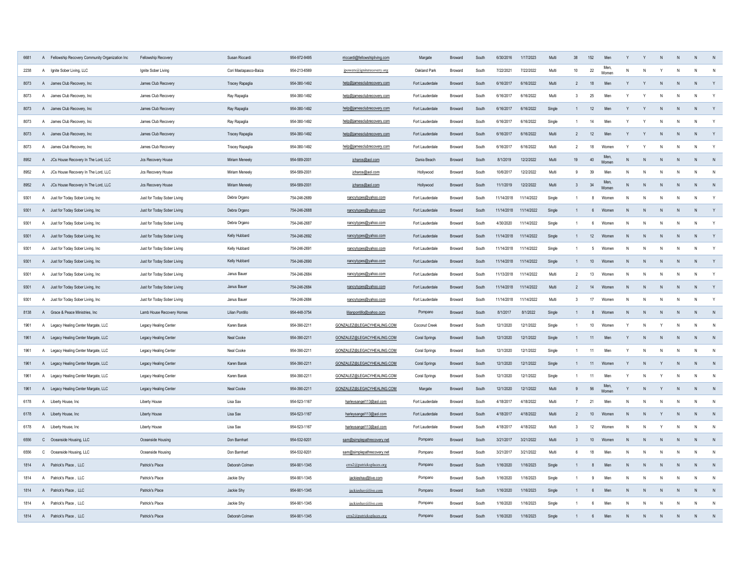| | | | | | | | | | | | | | | | | | | | | | | |
|---|---|---|---|---|---|---|---|---|---|---|---|---|---|---|---|---|---|---|---|---|---|---|
| 6681 | A | Fellowship Recovery Community Organization Inc | Fellowship Recovery | Susan Riccardi | 954-972-9495 | rriccardi@fellowshipliving.com | Margate | Broward | South | 6/30/2016 | 1/17/2023 | Multi | 38 | 152 | Men | Y | Y | N | N | N | N |
| 2238 | A | Ignite Sober Living, LLC | Ignite Sober Living | Cori Mastapasco-Baiza | 954-213-6569 | jpowers@igniterecovery.org | Oakland Park | Broward | South | 7/22/2021 | 7/22/2022 | Multi | 10 | 22 | Men, Women | N | N | Y | N | N | N |
| 8073 | A | James Club Recovery, Inc | James Club Recovery | Tracey Rapaglia | 954-380-1492 | help@jamesclubrecovery.com | Fort Lauderdale | Broward | South | 6/16/2017 | 6/16/2022 | Multi | 2 | 18 | Men | Y | Y | N | N | N | Y |
| 8073 | A | James Club Recovery, Inc | James Club Recovery | Ray Rapaglia | 954-380-1492 | help@jamesclubrecovery.com | Fort Lauderdale | Broward | South | 6/16/2017 | 6/16/2022 | Multi | 3 | 25 | Men | Y | Y | N | N | N | Y |
| 8073 | A | James Club Recovery, Inc | James Club Recovery | Ray Rapaglia | 954-380-1492 | help@jamesclubrecovery.com | Fort Lauderdale | Broward | South | 6/16/2017 | 6/16/2022 | Single | 1 | 12 | Men | Y | Y | N | N | N | Y |
| 8073 | A | James Club Recovery, Inc | James Club Recovery | Ray Rapaglia | 954-380-1492 | help@jamesclubrecovery.com | Fort Lauderdale | Broward | South | 6/16/2017 | 6/16/2022 | Single | 1 | 14 | Men | Y | Y | N | N | N | Y |
| 8073 | A | James Club Recovery, Inc | James Club Recovery | Tracey Rapaglia | 954-380-1492 | help@jamesclubrecovery.com | Fort Lauderdale | Broward | South | 6/16/2017 | 6/16/2022 | Multi | 2 | 12 | Men | Y | Y | N | N | N | Y |
| 8073 | A | James Club Recovery, Inc | James Club Recovery | Tracey Rapaglia | 954-380-1492 | help@jamesclubrecovery.com | Fort Lauderdale | Broward | South | 6/16/2017 | 6/16/2022 | Multi | 2 | 18 | Women | Y | Y | N | N | N | Y |
| 8952 | A | JCs House Recovery In The Lord, LLC | Jcs Recovery House | Miriam Meneely | 954-589-2001 | jcharos@aol.com | Dania Beach | Broward | South | 8/1/2019 | 12/2/2022 | Multi | 19 | 40 | Men, Women | N | N | N | N | N | N |
| 8952 | A | JCs House Recovery In The Lord, LLC | Jcs Recovery House | Miriam Meneely | 954-589-2001 | jcharos@aol.com | Hollywood | Broward | South | 10/6/2017 | 12/2/2022 | Multi | 9 | 39 | Men | N | N | N | N | N | N |
| 8952 | A | JCs House Recovery In The Lord, LLC | Jcs Recovery House | Miriam Meneely | 954-589-2001 | jcharos@aol.com | Hollywood | Broward | South | 11/1/2019 | 12/2/2022 | Multi | 3 | 34 | Men, Women | N | N | N | N | N | N |
| 9301 | A | Just for Today Sober Living, Inc | Just for Today Sober Living | Debra Organo | 754-246-2689 | nancytypes@yahoo.com | Fort Lauderdale | Broward | South | 11/14/2018 | 11/14/2022 | Single | 1 | 8 | Women | N | N | N | N | N | Y |
| 9301 | A | Just for Today Sober Living, Inc | Just for Today Sober Living | Debra Organo | 754-246-2688 | nancytypes@yahoo.com | Fort Lauderdale | Broward | South | 11/14/2018 | 11/14/2022 | Single | 1 | 6 | Women | N | N | N | N | N | Y |
| 9301 | A | Just for Today Sober Living, Inc | Just for Today Sober Living | Debra Organo | 754-246-2687 | nancytypes@yahoo.com | Fort Lauderdale | Broward | South | 4/30/2020 | 11/14/2022 | Single | 1 | 6 | Women | N | N | N | N | N | Y |
| 9301 | A | Just for Today Sober Living, Inc | Just for Today Sober Living | Kelly Hubbard | 754-246-2692 | nancytypes@yahoo.com | Fort Lauderdale | Broward | South | 11/14/2018 | 11/14/2022 | Single | 1 | 12 | Women | N | N | N | N | N | Y |
| 9301 | A | Just for Today Sober Living, Inc | Just for Today Sober Living | Kelly Hubbard | 754-246-2691 | nancytypes@yahoo.com | Fort Lauderdale | Broward | South | 11/14/2018 | 11/14/2022 | Single | 1 | 5 | Women | N | N | N | N | N | Y |
| 9301 | A | Just for Today Sober Living, Inc | Just for Today Sober Living | Kelly Hubbard | 754-246-2690 | nancytypes@yahoo.com | Fort Lauderdale | Broward | South | 11/14/2018 | 11/14/2022 | Single | 1 | 10 | Women | N | N | N | N | N | Y |
| 9301 | A | Just for Today Sober Living, Inc | Just for Today Sober Living | Janus Bauer | 754-246-2684 | nancytypes@yahoo.com | Fort Lauderdale | Broward | South | 11/13/2018 | 11/14/2022 | Multi | 2 | 13 | Women | N | N | N | N | N | Y |
| 9301 | A | Just for Today Sober Living, Inc | Just for Today Sober Living | Janus Bauer | 754-246-2684 | nancytypes@yahoo.com | Fort Lauderdale | Broward | South | 11/14/2018 | 11/14/2022 | Multi | 2 | 14 | Women | N | N | N | N | N | Y |
| 9301 | A | Just for Today Sober Living, Inc | Just for Today Sober Living | Janus Bauer | 754-246-2684 | nancytypes@yahoo.com | Fort Lauderdale | Broward | South | 11/14/2018 | 11/14/2022 | Multi | 3 | 17 | Women | N | N | N | N | N | Y |
| 8138 | A | Grace & Peace Ministries, Inc | Lamb House Recovery Homes | Lilian Pontillo | 954-448-3754 | lilianpontillo@yahoo.com | Pompano | Broward | South | 8/1/2017 | 8/1/2022 | Single | 1 | 8 | Women | N | N | N | N | N | N |
| 1961 | A | Legacy Healing Center Margate, LLC | Legacy Healing Center | Karen Barak | 954-390-2211 | GONZALEZ@LEGACYHEALING.COM | Coconut Creek | Broward | South | 12/1/2020 | 12/1/2022 | Single | 1 | 10 | Women | Y | N | Y | N | N | N |
| 1961 | A | Legacy Healing Center Margate, LLC | Legacy Healing Center | Neal Cooke | 954-390-2211 | GONZALEZ@LEGACYHEALING.COM | Coral Springs | Broward | South | 12/1/2020 | 12/1/2022 | Single | 1 | 11 | Men | Y | N | N | N | N | N |
| 1961 | A | Legacy Healing Center Margate, LLC | Legacy Healing Center | Neal Cooke | 954-390-2211 | GONZALEZ@LEGACYHEALING.COM | Coral Springs | Broward | South | 12/1/2020 | 12/1/2022 | Single | 1 | 11 | Men | Y | N | N | N | N | N |
| 1961 | A | Legacy Healing Center Margate, LLC | Legacy Healing Center | Karen Barak | 954-390-2211 | GONZALEZ@LEGACYHEALING.COM | Coral Springs | Broward | South | 12/1/2020 | 12/1/2022 | Single | 1 | 11 | Women | Y | N | Y | N | N | N |
| 1961 | A | Legacy Healing Center Margate, LLC | Legacy Healing Center | Karen Barak | 954-390-2211 | GONZALEZ@LEGACYHEALING.COM | Coral Springs | Broward | South | 12/1/2020 | 12/1/2022 | Single | 1 | 11 | Men | Y | N | Y | N | N | N |
| 1961 | A | Legacy Healing Center Margate, LLC | Legacy Healing Center | Neal Cooke | 954-390-2211 | GONZALEZ@LEGACYHEALING.COM | Margate | Broward | South | 12/1/2020 | 12/1/2022 | Multi | 9 | 56 | Men, Women | Y | N | Y | N | N | N |
| 6178 | A | Liberty House, Inc | Liberty House | Lisa Sax | 954-523-1167 | harleysangel113@aol.com | Fort Lauderdale | Broward | South | 4/18/2017 | 4/18/2022 | Multi | 7 | 21 | Men | N | N | N | N | N | N |
| 6178 | A | Liberty House, Inc | Liberty House | Lisa Sax | 954-523-1167 | harleysangel113@aol.com | Fort Lauderdale | Broward | South | 4/18/2017 | 4/18/2022 | Multi | 2 | 10 | Women | N | N | Y | N | N | N |
| 6178 | A | Liberty House, Inc | Liberty House | Lisa Sax | 954-523-1167 | harleysangel113@aol.com | Fort Lauderdale | Broward | South | 4/18/2017 | 4/18/2022 | Multi | 3 | 12 | Women | N | N | Y | N | N | N |
| 6556 | C | Oceanside Housing, LLC | Oceanside Housing | Don Barnhart | 954-532-9201 | sam@simplepathrecovery.net | Pompano | Broward | South | 3/21/2017 | 3/21/2022 | Multi | 3 | 10 | Women | N | N | N | N | N | N |
| 6556 | C | Oceanside Housing, LLC | Oceanside Housing | Don Barnhart | 954-532-9201 | sam@simplepathrecovery.net | Pompano | Broward | South | 3/21/2017 | 3/21/2022 | Multi | 6 | 18 | Men | N | N | N | N | N | N |
| 1814 | A | Patrick's Place , LLC | Patrick's Place | Deborah Colmen | 954-901-1345 | crra2@patricksplaces.org | Pompano | Broward | South | 1/16/2020 | 1/16/2023 | Single | 1 | 8 | Men | N | N | N | N | N | N |
| 1814 | A | Patrick's Place , LLC | Patrick's Place | Jackie Shy | 954-901-1345 | jackieshay@live.com | Pompano | Broward | South | 1/16/2020 | 1/16/2023 | Single | 1 | 9 | Men | N | N | N | N | N | N |
| 1814 | A | Patrick's Place , LLC | Patrick's Place | Jackie Shy | 954-901-1345 | jackieshay@live.com | Pompano | Broward | South | 1/16/2020 | 1/16/2023 | Single | 1 | 6 | Men | N | N | N | N | N | N |
| 1814 | A | Patrick's Place , LLC | Patrick's Place | Jackie Shy | 954-901-1345 | jackieshay@live.com | Pompano | Broward | South | 1/16/2020 | 1/16/2023 | Single | 1 | 6 | Men | N | N | N | N | N | N |
| 1814 | A | Patrick's Place , LLC | Patrick's Place | Deborah Colmen | 954-901-1345 | crra2@patricksplaces.org | Pompano | Broward | South | 1/16/2020 | 1/16/2023 | Single | 1 | 6 | Men | N | N | N | N | N | N |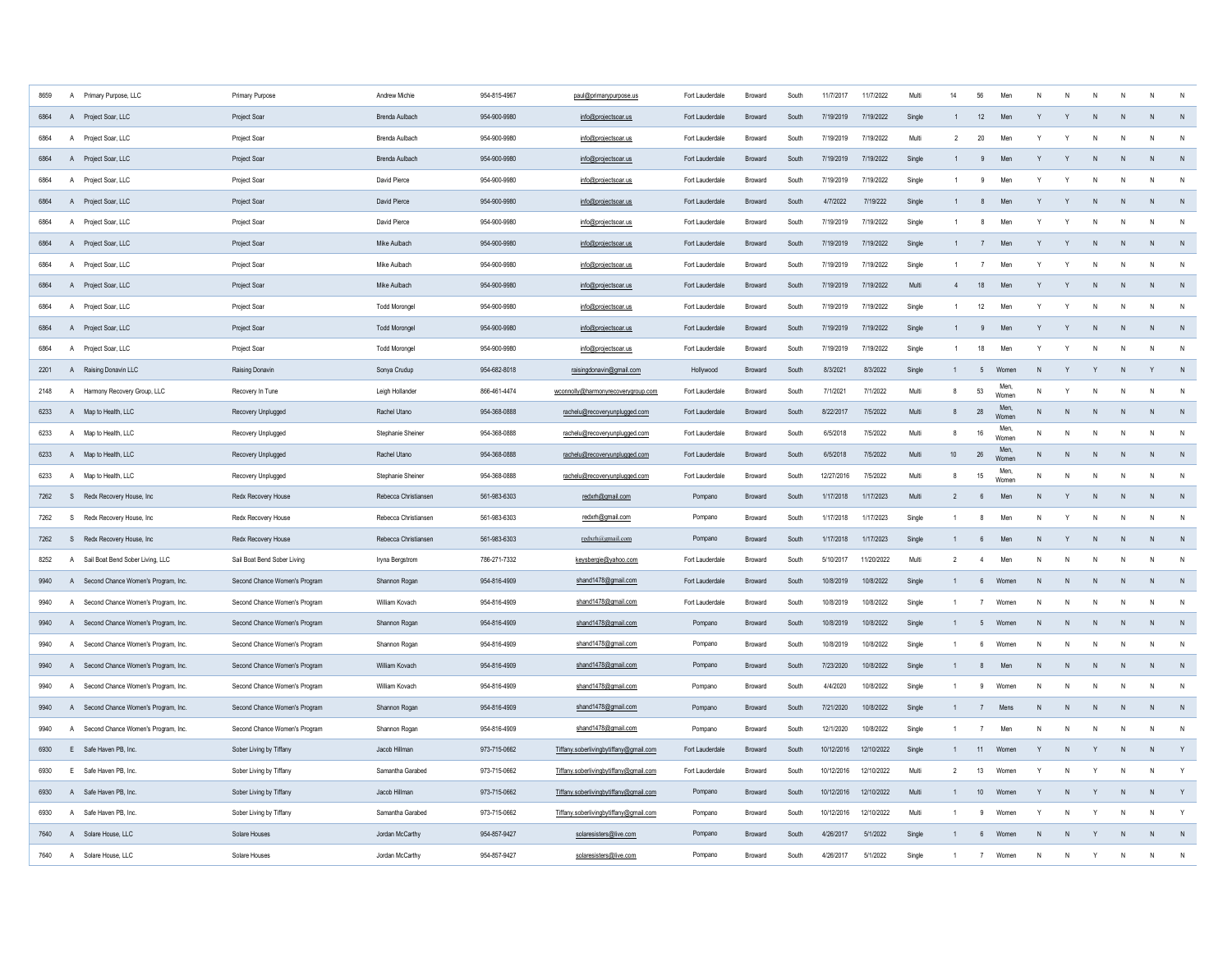| | | | | | | | | | | | | | | | | | | | | | | |
|---|---|---|---|---|---|---|---|---|---|---|---|---|---|---|---|---|---|---|---|---|---|---|
| 8659 | A | Primary Purpose, LLC | Primary Purpose | Andrew Michie | 954-815-4967 | paul@primarypurpose.us | Fort Lauderdale | Broward | South | 11/7/2017 | 11/7/2022 | Multi | 14 | 56 | Men | N | N | N | N | N | N |
| 6864 | A | Project Soar, LLC | Project Soar | Brenda Aulbach | 954-900-9980 | info@projectsoar.us | Fort Lauderdale | Broward | South | 7/19/2019 | 7/19/2022 | Single | 1 | 12 | Men | Y | Y | N | N | N | N |
| 6864 | A | Project Soar, LLC | Project Soar | Brenda Aulbach | 954-900-9980 | info@projectsoar.us | Fort Lauderdale | Broward | South | 7/19/2019 | 7/19/2022 | Multi | 2 | 20 | Men | Y | Y | N | N | N | N |
| 6864 | A | Project Soar, LLC | Project Soar | Brenda Aulbach | 954-900-9980 | info@projectsoar.us | Fort Lauderdale | Broward | South | 7/19/2019 | 7/19/2022 | Single | 1 | 9 | Men | Y | Y | N | N | N | N |
| 6864 | A | Project Soar, LLC | Project Soar | David Pierce | 954-900-9980 | info@projectsoar.us | Fort Lauderdale | Broward | South | 7/19/2019 | 7/19/2022 | Single | 1 | 9 | Men | Y | Y | N | N | N | N |
| 6864 | A | Project Soar, LLC | Project Soar | David Pierce | 954-900-9980 | info@projectsoar.us | Fort Lauderdale | Broward | South | 4/7/2022 | 7/19/222 | Single | 1 | 8 | Men | Y | Y | N | N | N | N |
| 6864 | A | Project Soar, LLC | Project Soar | David Pierce | 954-900-9980 | info@projectsoar.us | Fort Lauderdale | Broward | South | 7/19/2019 | 7/19/2022 | Single | 1 | 8 | Men | Y | Y | N | N | N | N |
| 6864 | A | Project Soar, LLC | Project Soar | Mike Aulbach | 954-900-9980 | info@projectsoar.us | Fort Lauderdale | Broward | South | 7/19/2019 | 7/19/2022 | Single | 1 | 7 | Men | Y | Y | N | N | N | N |
| 6864 | A | Project Soar, LLC | Project Soar | Mike Aulbach | 954-900-9980 | info@projectsoar.us | Fort Lauderdale | Broward | South | 7/19/2019 | 7/19/2022 | Single | 1 | 7 | Men | Y | Y | N | N | N | N |
| 6864 | A | Project Soar, LLC | Project Soar | Mike Aulbach | 954-900-9980 | info@projectsoar.us | Fort Lauderdale | Broward | South | 7/19/2019 | 7/19/2022 | Multi | 4 | 18 | Men | Y | Y | N | N | N | N |
| 6864 | A | Project Soar, LLC | Project Soar | Todd Morongel | 954-900-9980 | info@projectsoar.us | Fort Lauderdale | Broward | South | 7/19/2019 | 7/19/2022 | Single | 1 | 12 | Men | Y | Y | N | N | N | N |
| 6864 | A | Project Soar, LLC | Project Soar | Todd Morongel | 954-900-9980 | info@projectsoar.us | Fort Lauderdale | Broward | South | 7/19/2019 | 7/19/2022 | Single | 1 | 9 | Men | Y | Y | N | N | N | N |
| 6864 | A | Project Soar, LLC | Project Soar | Todd Morongel | 954-900-9980 | info@projectsoar.us | Fort Lauderdale | Broward | South | 7/19/2019 | 7/19/2022 | Single | 1 | 18 | Men | Y | Y | N | N | N | N |
| 2201 | A | Raising Donavin LLC | Raising Donavin | Sonya Crudup | 954-682-8018 | raisingdonavin@gmail.com | Hollywood | Broward | South | 8/3/2021 | 8/3/2022 | Single | 1 | 5 | Women | N | Y | Y | N | Y | N |
| 2148 | A | Harmony Recovery Group, LLC | Recovery In Tune | Leigh Hollander | 866-461-4474 | wconnolly@harmonyrecoverygroup.com | Fort Lauderdale | Broward | South | 7/1/2021 | 7/1/2022 | Multi | 8 | 53 | Men, Women | N | Y | N | N | N | N |
| 6233 | A | Map to Health, LLC | Recovery Unplugged | Rachel Utano | 954-368-0888 | rachelu@recoveryunplugged.com | Fort Lauderdale | Broward | South | 8/22/2017 | 7/5/2022 | Multi | 8 | 28 | Men, Women | N | N | N | N | N | N |
| 6233 | A | Map to Health, LLC | Recovery Unplugged | Stephanie Sheiner | 954-368-0888 | rachelu@recoveryunplugged.com | Fort Lauderdale | Broward | South | 6/5/2018 | 7/5/2022 | Multi | 8 | 16 | Men, Women | N | N | N | N | N | N |
| 6233 | A | Map to Health, LLC | Recovery Unplugged | Rachel Utano | 954-368-0888 | rachelu@recoveryunplugged.com | Fort Lauderdale | Broward | South | 6/5/2018 | 7/5/2022 | Multi | 10 | 26 | Men, Women | N | N | N | N | N | N |
| 6233 | A | Map to Health, LLC | Recovery Unplugged | Stephanie Sheiner | 954-368-0888 | rachelu@recoveryunplugged.com | Fort Lauderdale | Broward | South | 12/27/2016 | 7/5/2022 | Multi | 8 | 15 | Men, Women | N | N | N | N | N | N |
| 7262 | S | Redx Recovery House, Inc | Redx Recovery House | Rebecca Christiansen | 561-983-6303 | redxrh@gmail.com | Pompano | Broward | South | 1/17/2018 | 1/17/2023 | Multi | 2 | 6 | Men | N | Y | N | N | N | N |
| 7262 | S | Redx Recovery House, Inc | Redx Recovery House | Rebecca Christiansen | 561-983-6303 | redxrh@gmail.com | Pompano | Broward | South | 1/17/2018 | 1/17/2023 | Single | 1 | 8 | Men | N | Y | N | N | N | N |
| 7262 | S | Redx Recovery House, Inc | Redx Recovery House | Rebecca Christiansen | 561-983-6303 | redxrh@gmail.com | Pompano | Broward | South | 1/17/2018 | 1/17/2023 | Single | 1 | 6 | Men | N | Y | N | N | N | N |
| 8252 | A | Sail Boat Bend Sober Living, LLC | Sail Boat Bend Sober Living | Iryna Bergstrom | 786-271-7332 | keysbergie@yahoo.com | Fort Lauderdale | Broward | South | 5/10/2017 | 11/20/2022 | Multi | 2 | 4 | Men | N | N | N | N | N | N |
| 9940 | A | Second Chance Women's Program, Inc. | Second Chance Women's Program | Shannon Rogan | 954-816-4909 | shand1478@gmail.com | Fort Lauderdale | Broward | South | 10/8/2019 | 10/8/2022 | Single | 1 | 6 | Women | N | N | N | N | N | N |
| 9940 | A | Second Chance Women's Program, Inc. | Second Chance Women's Program | William Kovach | 954-816-4909 | shand1478@gmail.com | Fort Lauderdale | Broward | South | 10/8/2019 | 10/8/2022 | Single | 1 | 7 | Women | N | N | N | N | N | N |
| 9940 | A | Second Chance Women's Program, Inc. | Second Chance Women's Program | Shannon Rogan | 954-816-4909 | shand1478@gmail.com | Pompano | Broward | South | 10/8/2019 | 10/8/2022 | Single | 1 | 5 | Women | N | N | N | N | N | N |
| 9940 | A | Second Chance Women's Program, Inc. | Second Chance Women's Program | Shannon Rogan | 954-816-4909 | shand1478@gmail.com | Pompano | Broward | South | 10/8/2019 | 10/8/2022 | Single | 1 | 6 | Women | N | N | N | N | N | N |
| 9940 | A | Second Chance Women's Program, Inc. | Second Chance Women's Program | William Kovach | 954-816-4909 | shand1478@gmail.com | Pompano | Broward | South | 7/23/2020 | 10/8/2022 | Single | 1 | 8 | Men | N | N | N | N | N | N |
| 9940 | A | Second Chance Women's Program, Inc. | Second Chance Women's Program | William Kovach | 954-816-4909 | shand1478@gmail.com | Pompano | Broward | South | 4/4/2020 | 10/8/2022 | Single | 1 | 9 | Women | N | N | N | N | N | N |
| 9940 | A | Second Chance Women's Program, Inc. | Second Chance Women's Program | Shannon Rogan | 954-816-4909 | shand1478@gmail.com | Pompano | Broward | South | 7/21/2020 | 10/8/2022 | Single | 1 | 7 | Mens | N | N | N | N | N | N |
| 9940 | A | Second Chance Women's Program, Inc. | Second Chance Women's Program | Shannon Rogan | 954-816-4909 | shand1478@gmail.com | Pompano | Broward | South | 12/1/2020 | 10/8/2022 | Single | 1 | 7 | Men | N | N | N | N | N | N |
| 6930 | E | Safe Haven PB, Inc. | Sober Living by Tiffany | Jacob Hillman | 973-715-0662 | Tiffany.soberlivingbytiffany@gmail.com | Fort Lauderdale | Broward | South | 10/12/2016 | 12/10/2022 | Single | 1 | 11 | Women | Y | N | Y | N | N | Y |
| 6930 | E | Safe Haven PB, Inc. | Sober Living by Tiffany | Samantha Garabed | 973-715-0662 | Tiffany.soberlivingbytiffany@gmail.com | Fort Lauderdale | Broward | South | 10/12/2016 | 12/10/2022 | Multi | 2 | 13 | Women | Y | N | Y | N | N | Y |
| 6930 | A | Safe Haven PB, Inc. | Sober Living by Tiffany | Jacob Hillman | 973-715-0662 | Tiffany.soberlivingbytiffany@gmail.com | Pompano | Broward | South | 10/12/2016 | 12/10/2022 | Multi | 1 | 10 | Women | Y | N | Y | N | N | Y |
| 6930 | A | Safe Haven PB, Inc. | Sober Living by Tiffany | Samantha Garabed | 973-715-0662 | Tiffany.soberlivingbytiffany@gmail.com | Pompano | Broward | South | 10/12/2016 | 12/10/2022 | Multi | 1 | 9 | Women | Y | N | Y | N | N | Y |
| 7640 | A | Solare House, LLC | Solare Houses | Jordan McCarthy | 954-857-9427 | solaresisters@live.com | Pompano | Broward | South | 4/26/2017 | 5/1/2022 | Single | 1 | 6 | Women | N | N | Y | N | N | N |
| 7640 | A | Solare House, LLC | Solare Houses | Jordan McCarthy | 954-857-9427 | solaresisters@live.com | Pompano | Broward | South | 4/26/2017 | 5/1/2022 | Single | 1 | 7 | Women | N | N | Y | N | N | N |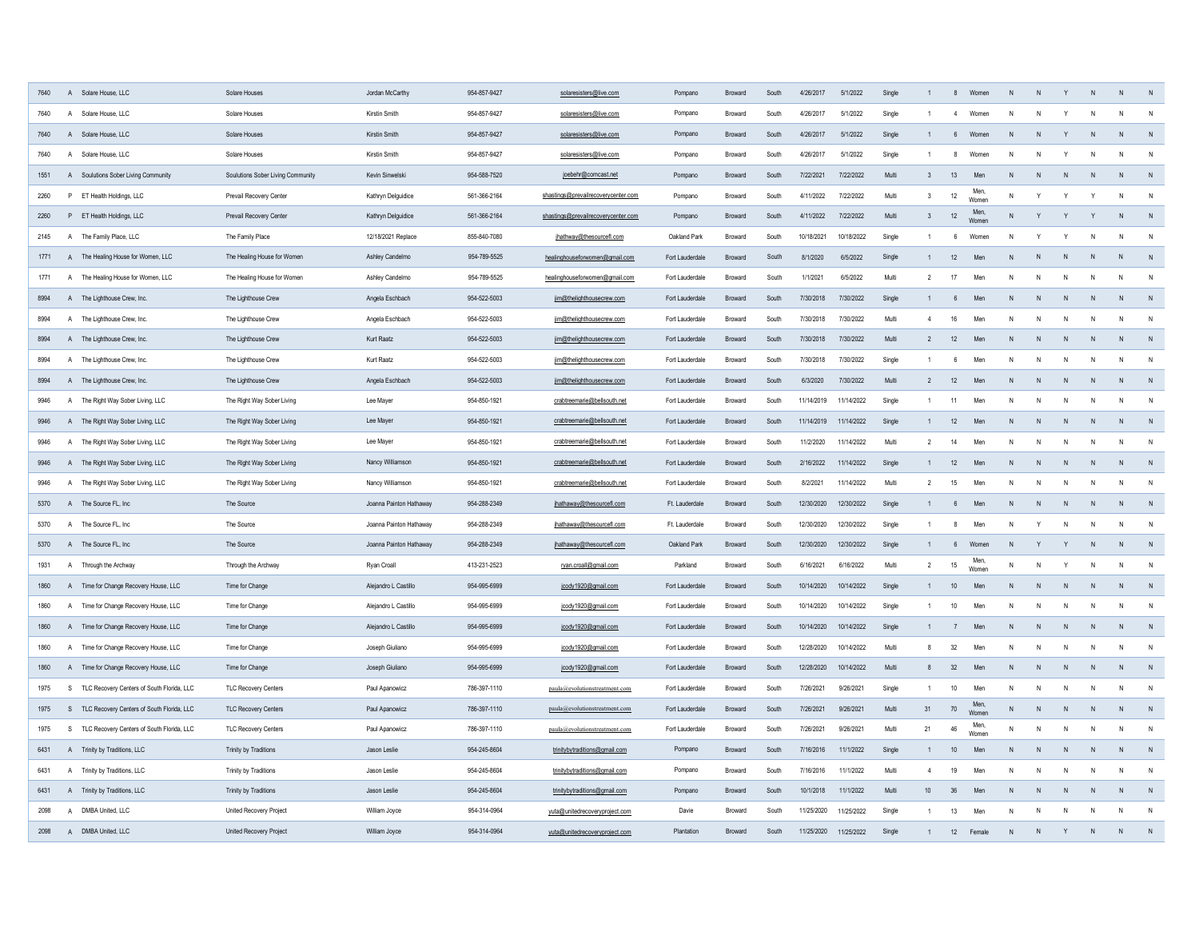| | | | | | | | | | | | | | | | | | | | | | | |
|---|---|---|---|---|---|---|---|---|---|---|---|---|---|---|---|---|---|---|---|---|---|---|
| 7640 | A | Solare House, LLC | Solare Houses | Jordan McCarthy | 954-857-9427 | solaresisters@live.com | Pompano | Broward | South | 4/26/2017 | 5/1/2022 | Single | 1 | 8 | Women | N | N | Y | N | N | N |
| 7640 | A | Solare House, LLC | Solare Houses | Kirstin Smith | 954-857-9427 | solaresisters@live.com | Pompano | Broward | South | 4/26/2017 | 5/1/2022 | Single | 1 | 4 | Women | N | N | Y | N | N | N |
| 7640 | A | Solare House, LLC | Solare Houses | Kirstin Smith | 954-857-9427 | solaresisters@live.com | Pompano | Broward | South | 4/26/2017 | 5/1/2022 | Single | 1 | 6 | Women | N | N | Y | N | N | N |
| 7640 | A | Solare House, LLC | Solare Houses | Kirstin Smith | 954-857-9427 | solaresisters@live.com | Pompano | Broward | South | 4/26/2017 | 5/1/2022 | Single | 1 | 8 | Women | N | N | Y | N | N | N |
| 1551 | A | Soulutions Sober Living Community | Soulutions Sober Living Community | Kevin Sinwelski | 954-588-7520 | joebehr@comcast.net | Pompano | Broward | South | 7/22/2021 | 7/22/2022 | Multi | 3 | 13 | Men | N | N | N | N | N | N |
| 2260 | P | ET Health Holdings, LLC | Prevail Recovery Center | Kathryn Delguidice | 561-366-2164 | shastings@prevailrecoverycenter.com | Pompano | Broward | South | 4/11/2022 | 7/22/2022 | Multi | 3 | 12 | Men, Women | N | Y | Y | Y | N | N |
| 2260 | P | ET Health Holdings, LLC | Prevail Recovery Center | Kathryn Delguidice | 561-366-2164 | shastings@prevailrecoverycenter.com | Pompano | Broward | South | 4/11/2022 | 7/22/2022 | Multi | 3 | 12 | Men, Women | N | Y | Y | Y | N | N |
| 2145 | A | The Family Place, LLC | The Family Place | 12/18/2021 Replace | 855-840-7080 | jhathway@thesourcefl.com | Oakland Park | Broward | South | 10/18/2021 | 10/18/2022 | Single | 1 | 6 | Women | N | Y | Y | N | N | N |
| 1771 | A | The Healing House for Women, LLC | The Healing House for Women | Ashley Candelmo | 954-789-5525 | healinghouseforwomen@gmail.com | Fort Lauderdale | Broward | South | 8/1/2020 | 6/5/2022 | Single | 1 | 12 | Men | N | N | N | N | N | N |
| 1771 | A | The Healing House for Women, LLC | The Healing House for Women | Ashley Candelmo | 954-789-5525 | healinghouseforwomen@gmail.com | Fort Lauderdale | Broward | South | 1/1/2021 | 6/5/2022 | Multi | 2 | 17 | Men | N | N | N | N | N | N |
| 8994 | A | The Lighthouse Crew, Inc. | The Lighthouse Crew | Angela Eschbach | 954-522-5003 | jim@thelighthousecrew.com | Fort Lauderdale | Broward | South | 7/30/2018 | 7/30/2022 | Single | 1 | 6 | Men | N | N | N | N | N | N |
| 8994 | A | The Lighthouse Crew, Inc. | The Lighthouse Crew | Angela Eschbach | 954-522-5003 | jim@thelighthousecrew.com | Fort Lauderdale | Broward | South | 7/30/2018 | 7/30/2022 | Multi | 4 | 16 | Men | N | N | N | N | N | N |
| 8994 | A | The Lighthouse Crew, Inc. | The Lighthouse Crew | Kurt Raatz | 954-522-5003 | jim@thelighthousecrew.com | Fort Lauderdale | Broward | South | 7/30/2018 | 7/30/2022 | Multi | 2 | 12 | Men | N | N | N | N | N | N |
| 8994 | A | The Lighthouse Crew, Inc. | The Lighthouse Crew | Kurt Raatz | 954-522-5003 | jim@thelighthousecrew.com | Fort Lauderdale | Broward | South | 7/30/2018 | 7/30/2022 | Single | 1 | 6 | Men | N | N | N | N | N | N |
| 8994 | A | The Lighthouse Crew, Inc. | The Lighthouse Crew | Angela Eschbach | 954-522-5003 | jim@thelighthousecrew.com | Fort Lauderdale | Broward | South | 6/3/2020 | 7/30/2022 | Multi | 2 | 12 | Men | N | N | N | N | N | N |
| 9946 | A | The Right Way Sober Living, LLC | The Right Way Sober Living | Lee Mayer | 954-850-1921 | crabtreemarie@bellsouth.net | Fort Lauderdale | Broward | South | 11/14/2019 | 11/14/2022 | Single | 1 | 11 | Men | N | N | N | N | N | N |
| 9946 | A | The Right Way Sober Living, LLC | The Right Way Sober Living | Lee Mayer | 954-850-1921 | crabtreemarie@bellsouth.net | Fort Lauderdale | Broward | South | 11/14/2019 | 11/14/2022 | Single | 1 | 12 | Men | N | N | N | N | N | N |
| 9946 | A | The Right Way Sober Living, LLC | The Right Way Sober Living | Lee Mayer | 954-850-1921 | crabtreemarie@bellsouth.net | Fort Lauderdale | Broward | South | 11/2/2020 | 11/14/2022 | Multi | 2 | 14 | Men | N | N | N | N | N | N |
| 9946 | A | The Right Way Sober Living, LLC | The Right Way Sober Living | Nancy Williamson | 954-850-1921 | crabtreemarie@bellsouth.net | Fort Lauderdale | Broward | South | 2/16/2022 | 11/14/2022 | Single | 1 | 12 | Men | N | N | N | N | N | N |
| 9946 | A | The Right Way Sober Living, LLC | The Right Way Sober Living | Nancy Williamson | 954-850-1921 | crabtreemarie@bellsouth.net | Fort Lauderdale | Broward | South | 8/2/2021 | 11/14/2022 | Multi | 2 | 15 | Men | N | N | N | N | N | N |
| 5370 | A | The Source FL, Inc | The Source | Joanna Painton Hathaway | 954-288-2349 | jhathaway@thesourcefl.com | Ft. Lauderdale | Broward | South | 12/30/2020 | 12/30/2022 | Single | 1 | 6 | Men | N | N | N | N | N | N |
| 5370 | A | The Source FL, Inc | The Source | Joanna Painton Hathaway | 954-288-2349 | jhathaway@thesourcefl.com | Ft. Lauderdale | Broward | South | 12/30/2020 | 12/30/2022 | Single | 1 | 8 | Men | N | Y | N | N | N | N |
| 5370 | A | The Source FL, Inc | The Source | Joanna Painton Hathaway | 954-288-2349 | jhathaway@thesourcefl.com | Oakland Park | Broward | South | 12/30/2020 | 12/30/2022 | Single | 1 | 6 | Women | N | Y | Y | N | N | N |
| 1931 | A | Through the Archway | Through the Archway | Ryan Croall | 413-231-2523 | ryan.croall@gmail.com | Parkland | Broward | South | 6/16/2021 | 6/16/2022 | Multi | 2 | 15 | Men, Women | N | N | Y | N | N | N |
| 1860 | A | Time for Change Recovery House, LLC | Time for Change | Alejandro L Castillo | 954-995-6999 | jcody1920@gmail.com | Fort Lauderdale | Broward | South | 10/14/2020 | 10/14/2022 | Single | 1 | 10 | Men | N | N | N | N | N | N |
| 1860 | A | Time for Change Recovery House, LLC | Time for Change | Alejandro L Castillo | 954-995-6999 | jcody1920@gmail.com | Fort Lauderdale | Broward | South | 10/14/2020 | 10/14/2022 | Single | 1 | 10 | Men | N | N | N | N | N | N |
| 1860 | A | Time for Change Recovery House, LLC | Time for Change | Alejandro L Castillo | 954-995-6999 | jcody1920@gmail.com | Fort Lauderdale | Broward | South | 10/14/2020 | 10/14/2022 | Single | 1 | 7 | Men | N | N | N | N | N | N |
| 1860 | A | Time for Change Recovery House, LLC | Time for Change | Joseph Giuliano | 954-995-6999 | jcody1920@gmail.com | Fort Lauderdale | Broward | South | 12/28/2020 | 10/14/2022 | Multi | 8 | 32 | Men | N | N | N | N | N | N |
| 1860 | A | Time for Change Recovery House, LLC | Time for Change | Joseph Giuliano | 954-995-6999 | jcody1920@gmail.com | Fort Lauderdale | Broward | South | 12/28/2020 | 10/14/2022 | Multi | 8 | 32 | Men | N | N | N | N | N | N |
| 1975 | S | TLC Recovery Centers of South Florida, LLC | TLC Recovery Centers | Paul Apanowicz | 786-397-1110 | paula@evolutionstreatment.com | Fort Lauderdale | Broward | South | 7/26/2021 | 9/26/2021 | Single | 1 | 10 | Men | N | N | N | N | N | N |
| 1975 | S | TLC Recovery Centers of South Florida, LLC | TLC Recovery Centers | Paul Apanowicz | 786-397-1110 | paula@evolutionstreatment.com | Fort Lauderdale | Broward | South | 7/26/2021 | 9/26/2021 | Multi | 31 | 70 | Men, Women | N | N | N | N | N | N |
| 1975 | S | TLC Recovery Centers of South Florida, LLC | TLC Recovery Centers | Paul Apanowicz | 786-397-1110 | paula@evolutionstreatment.com | Fort Lauderdale | Broward | South | 7/26/2021 | 9/26/2021 | Multi | 21 | 46 | Men, Women | N | N | N | N | N | N |
| 6431 | A | Trinity by Traditions, LLC | Trinity by Traditions | Jason Leslie | 954-245-8604 | trinitybytraditions@gmail.com | Pompano | Broward | South | 7/16/2016 | 11/1/2022 | Single | 1 | 10 | Men | N | N | N | N | N | N |
| 6431 | A | Trinity by Traditions, LLC | Trinity by Traditions | Jason Leslie | 954-245-8604 | trinitybytraditions@gmail.com | Pompano | Broward | South | 7/16/2016 | 11/1/2022 | Multi | 4 | 19 | Men | N | N | N | N | N | N |
| 6431 | A | Trinity by Traditions, LLC | Trinity by Traditions | Jason Leslie | 954-245-8604 | trinitybytraditions@gmail.com | Pompano | Broward | South | 10/1/2018 | 11/1/2022 | Multi | 10 | 36 | Men | N | N | N | N | N | N |
| 2098 | A | DMBA United, LLC | United Recovery Project | William Joyce | 954-314-0964 | yuta@unitedrecoveryproject.com | Davie | Broward | South | 11/25/2020 | 11/25/2022 | Single | 1 | 13 | Men | N | N | N | N | N | N |
| 2098 | A | DMBA United, LLC | United Recovery Project | William Joyce | 954-314-0964 | yuta@unitedrecoveryproject.com | Plantation | Broward | South | 11/25/2020 | 11/25/2022 | Single | 1 | 12 | Female | N | N | Y | N | N | N |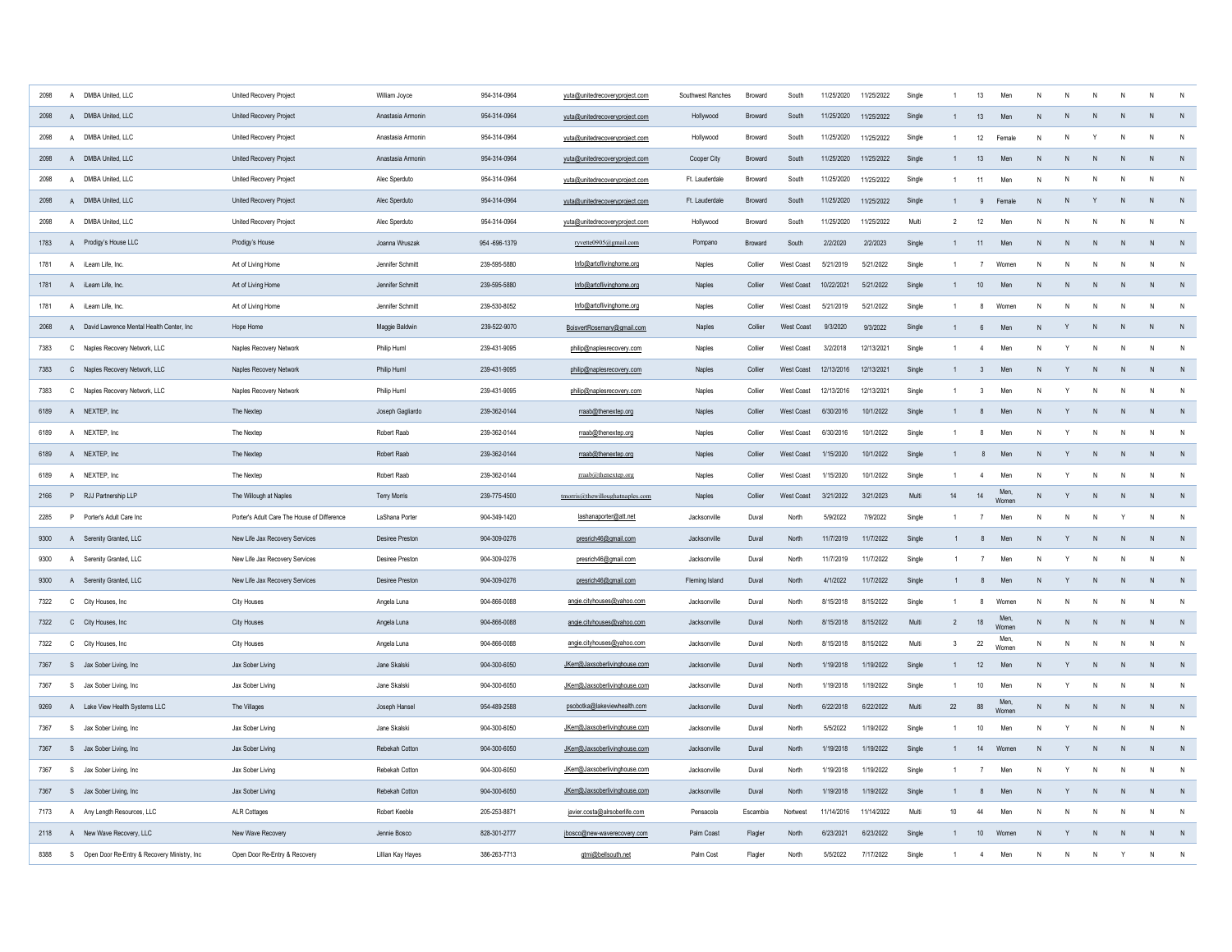| | | | | | | | | | | | | | | | | | | | | | |
|---|---|---|---|---|---|---|---|---|---|---|---|---|---|---|---|---|---|---|---|---|---|
| 2098 | A | DMBA United, LLC | United Recovery Project | William Joyce | 954-314-0964 | yuta@unitedrecoveryproject.com | Southwest Ranches | Broward | South | 11/25/2020 | 11/25/2022 | Single | 1 | 13 | Men | N | N | N | N | N | N |
| 2098 | A | DMBA United, LLC | United Recovery Project | Anastasia Armonin | 954-314-0964 | yuta@unitedrecoveryproject.com | Hollywood | Broward | South | 11/25/2020 | 11/25/2022 | Single | 1 | 13 | Men | N | N | N | N | N | N |
| 2098 | A | DMBA United, LLC | United Recovery Project | Anastasia Armonin | 954-314-0964 | yuta@unitedrecoveryproject.com | Hollywood | Broward | South | 11/25/2020 | 11/25/2022 | Single | 1 | 12 | Female | N | N | Y | N | N | N |
| 2098 | A | DMBA United, LLC | United Recovery Project | Anastasia Armonin | 954-314-0964 | yuta@unitedrecoveryproject.com | Cooper City | Broward | South | 11/25/2020 | 11/25/2022 | Single | 1 | 13 | Men | N | N | N | N | N | N |
| 2098 | A | DMBA United, LLC | United Recovery Project | Alec Sperduto | 954-314-0964 | yuta@unitedrecoveryproject.com | Ft. Lauderdale | Broward | South | 11/25/2020 | 11/25/2022 | Single | 1 | 11 | Men | N | N | N | N | N | N |
| 2098 | A | DMBA United, LLC | United Recovery Project | Alec Sperduto | 954-314-0964 | yuta@unitedrecoveryproject.com | Ft. Lauderdale | Broward | South | 11/25/2020 | 11/25/2022 | Single | 1 | 9 | Female | N | N | Y | N | N | N |
| 2098 | A | DMBA United, LLC | United Recovery Project | Alec Sperduto | 954-314-0964 | yuta@unitedrecoveryproject.com | Hollywood | Broward | South | 11/25/2020 | 11/25/2022 | Multi | 2 | 12 | Men | N | N | N | N | N | N |
| 1783 | A | Prodigy's House LLC | Prodigy's House | Joanna Wruszak | 954 -696-1379 | ryvette0905@gmail.com | Pompano | Broward | South | 2/2/2020 | 2/2/2023 | Single | 1 | 11 | Men | N | N | N | N | N | N |
| 1781 | A | iLearn Life, Inc. | Art of Living Home | Jennifer Schmitt | 239-595-5880 | Info@artoflivinghome.org | Naples | Collier | West Coast | 5/21/2019 | 5/21/2022 | Single | 1 | 7 | Women | N | N | N | N | N | N |
| 1781 | A | iLearn Life, Inc. | Art of Living Home | Jennifer Schmitt | 239-595-5880 | Info@artoflivinghome.org | Naples | Collier | West Coast | 10/22/2021 | 5/21/2022 | Single | 1 | 10 | Men | N | N | N | N | N | N |
| 1781 | A | iLearn Life, Inc. | Art of Living Home | Jennifer Schmitt | 239-530-8052 | Info@artoflivinghome.org | Naples | Collier | West Coast | 5/21/2019 | 5/21/2022 | Single | 1 | 8 | Women | N | N | N | N | N | N |
| 2068 | A | David Lawrence Mental Health Center, Inc | Hope Home | Maggie Baldwin | 239-522-9070 | BoisvertRosemary@gmail.com | Naples | Collier | West Coast | 9/3/2020 | 9/3/2022 | Single | 1 | 6 | Men | N | Y | N | N | N | N |
| 7383 | C | Naples Recovery Network, LLC | Naples Recovery Network | Philip Huml | 239-431-9095 | philip@naplesrecovery.com | Naples | Collier | West Coast | 3/2/2018 | 12/13/2021 | Single | 1 | 4 | Men | N | Y | N | N | N | N |
| 7383 | C | Naples Recovery Network, LLC | Naples Recovery Network | Philip Huml | 239-431-9095 | philip@naplesrecovery.com | Naples | Collier | West Coast | 12/13/2016 | 12/13/2021 | Single | 1 | 3 | Men | N | Y | N | N | N | N |
| 7383 | C | Naples Recovery Network, LLC | Naples Recovery Network | Philip Huml | 239-431-9095 | philip@naplesrecovery.com | Naples | Collier | West Coast | 12/13/2016 | 12/13/2021 | Single | 1 | 3 | Men | N | Y | N | N | N | N |
| 6189 | A | NEXTEP, Inc | The Nextep | Joseph Gagliardo | 239-362-0144 | rraab@thenextep.org | Naples | Collier | West Coast | 6/30/2016 | 10/1/2022 | Single | 1 | 8 | Men | N | Y | N | N | N | N |
| 6189 | A | NEXTEP, Inc | The Nextep | Robert Raab | 239-362-0144 | rraab@thenextep.org | Naples | Collier | West Coast | 6/30/2016 | 10/1/2022 | Single | 1 | 8 | Men | N | Y | N | N | N | N |
| 6189 | A | NEXTEP, Inc | The Nextep | Robert Raab | 239-362-0144 | rraab@thenextep.org | Naples | Collier | West Coast | 1/15/2020 | 10/1/2022 | Single | 1 | 8 | Men | N | Y | N | N | N | N |
| 6189 | A | NEXTEP, Inc | The Nextep | Robert Raab | 239-362-0144 | rraab@thenextep.org | Naples | Collier | West Coast | 1/15/2020 | 10/1/2022 | Single | 1 | 4 | Men | N | Y | N | N | N | N |
| 2166 | P | RJJ Partnership LLP | The Willough at Naples | Terry Morris | 239-775-4500 | tmorris@thewilloughnaples.com | Naples | Collier | West Coast | 3/21/2022 | 3/21/2023 | Multi | 14 | 14 | Men, Women | N | Y | N | N | N | N |
| 2285 | P | Porter's Adult Care Inc | Porter's Adult Care The House of Difference | LaShana Porter | 904-349-1420 | lashanaporter@att.net | Jacksonville | Duval | North | 5/9/2022 | 7/9/2022 | Single | 1 | 7 | Men | N | N | N | Y | N | N |
| 9300 | A | Serenity Granted, LLC | New Life Jax Recovery Services | Desiree Preston | 904-309-0276 | presrich46@gmail.com | Jacksonville | Duval | North | 11/7/2019 | 11/7/2022 | Single | 1 | 8 | Men | N | Y | N | N | N | N |
| 9300 | A | Serenity Granted, LLC | New Life Jax Recovery Services | Desiree Preston | 904-309-0276 | presrich46@gmail.com | Jacksonville | Duval | North | 11/7/2019 | 11/7/2022 | Single | 1 | 7 | Men | N | Y | N | N | N | N |
| 9300 | A | Serenity Granted, LLC | New Life Jax Recovery Services | Desiree Preston | 904-309-0276 | presrich46@gmail.com | Fleming Island | Duval | North | 4/1/2022 | 11/7/2022 | Single | 1 | 8 | Men | N | Y | N | N | N | N |
| 7322 | C | City Houses, Inc | City Houses | Angela Luna | 904-866-0088 | angie.cityhouses@yahoo.com | Jacksonville | Duval | North | 8/15/2018 | 8/15/2022 | Single | 1 | 8 | Women | N | N | N | N | N | N |
| 7322 | C | City Houses, Inc | City Houses | Angela Luna | 904-866-0088 | angie.cityhouses@yahoo.com | Jacksonville | Duval | North | 8/15/2018 | 8/15/2022 | Multi | 2 | 18 | Men, Women | N | N | N | N | N | N |
| 7322 | C | City Houses, Inc | City Houses | Angela Luna | 904-866-0088 | angie.cityhouses@yahoo.com | Jacksonville | Duval | North | 8/15/2018 | 8/15/2022 | Multi | 3 | 22 | Men, Women | N | N | N | N | N | N |
| 7367 | S | Jax Sober Living, Inc | Jax Sober Living | Jane Skalski | 904-300-6050 | JKern@Jaxsoberlivinghouse.com | Jacksonville | Duval | North | 1/19/2018 | 1/19/2022 | Single | 1 | 12 | Men | N | Y | N | N | N | N |
| 7367 | S | Jax Sober Living, Inc | Jax Sober Living | Jane Skalski | 904-300-6050 | JKern@Jaxsoberlivinghouse.com | Jacksonville | Duval | North | 1/19/2018 | 1/19/2022 | Single | 1 | 10 | Men | N | Y | N | N | N | N |
| 9269 | A | Lake View Health Systems LLC | The Villages | Joseph Hansel | 954-489-2588 | psobotka@lakeviewhealth.com | Jacksonville | Duval | North | 6/22/2018 | 6/22/2022 | Multi | 22 | 88 | Men, Women | N | N | N | N | N | N |
| 7367 | S | Jax Sober Living, Inc | Jax Sober Living | Jane Skalski | 904-300-6050 | JKern@Jaxsoberlivinghouse.com | Jacksonville | Duval | North | 5/5/2022 | 1/19/2022 | Single | 1 | 10 | Men | N | Y | N | N | N | N |
| 7367 | S | Jax Sober Living, Inc | Jax Sober Living | Rebekah Cotton | 904-300-6050 | JKern@Jaxsoberlivinghouse.com | Jacksonville | Duval | North | 1/19/2018 | 1/19/2022 | Single | 1 | 14 | Women | N | Y | N | N | N | N |
| 7367 | S | Jax Sober Living, Inc | Jax Sober Living | Rebekah Cotton | 904-300-6050 | JKern@Jaxsoberlivinghouse.com | Jacksonville | Duval | North | 1/19/2018 | 1/19/2022 | Single | 1 | 7 | Men | N | Y | N | N | N | N |
| 7367 | S | Jax Sober Living, Inc | Jax Sober Living | Rebekah Cotton | 904-300-6050 | JKern@Jaxsoberlivinghouse.com | Jacksonville | Duval | North | 1/19/2018 | 1/19/2022 | Single | 1 | 8 | Men | N | Y | N | N | N | N |
| 7173 | A | Any Length Resources, LLC | ALR Cottages | Robert Keeble | 205-253-8871 | javier.costa@alrsoberlife.com | Pensacola | Escambia | Nortwest | 11/14/2016 | 11/14/2022 | Multi | 10 | 44 | Men | N | N | N | N | N | N |
| 2118 | A | New Wave Recovery, LLC | New Wave Recovery | Jennie Bosco | 828-301-2777 | jbosco@new-waverecovery.com | Palm Coast | Flagler | North | 6/23/2021 | 6/23/2022 | Single | 1 | 10 | Women | N | Y | N | N | N | N |
| 8388 | S | Open Door Re-Entry & Recovery Ministry, Inc | Open Door Re-Entry & Recovery | Lillian Kay Hayes | 386-263-7713 | gtmi@bellsouth.net | Palm Cost | Flagler | North | 5/5/2022 | 7/17/2022 | Single | 1 | 4 | Men | N | N | N | Y | N | N |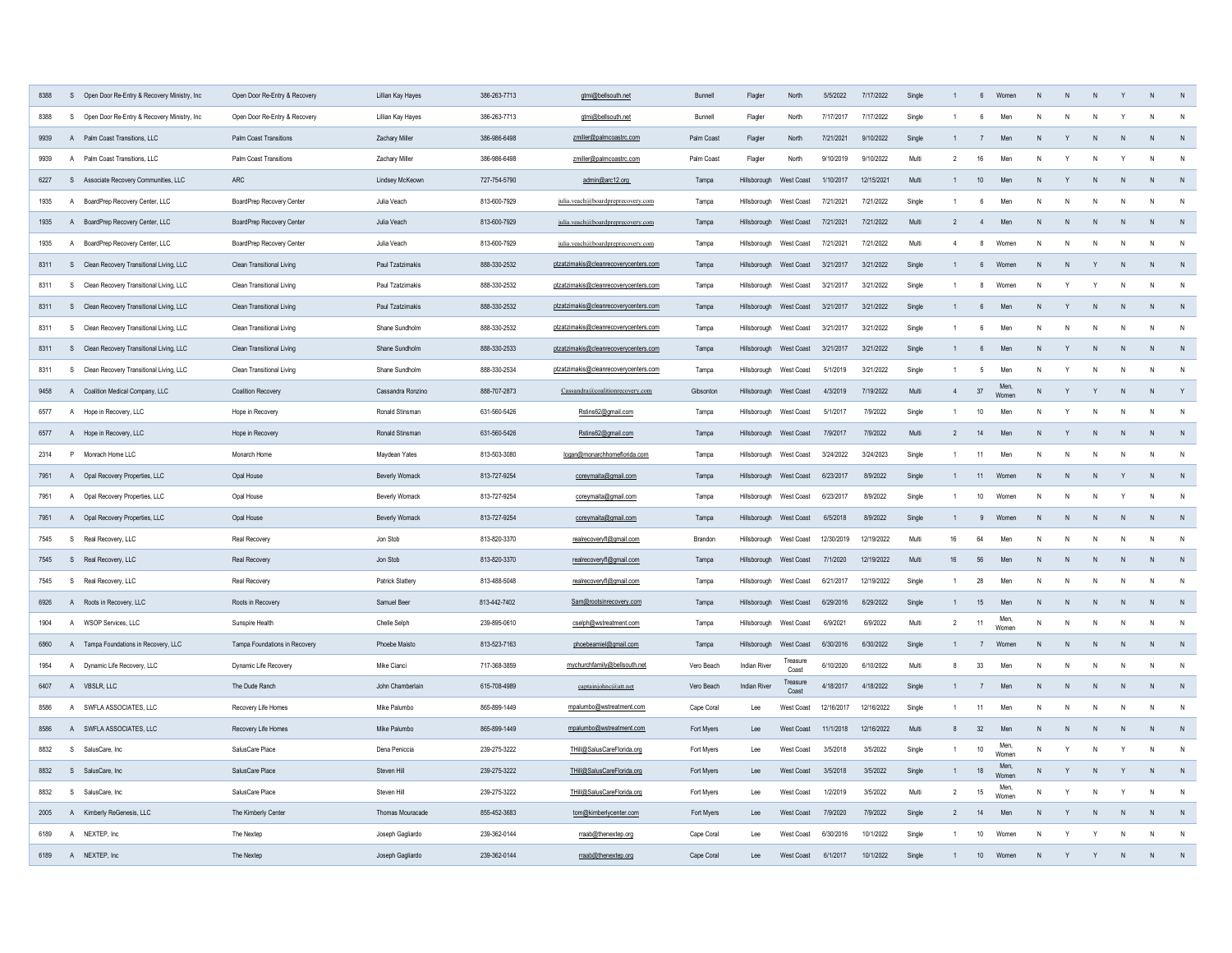| | | | | | | | | | | | | | | | | | | | | | |
|---|---|---|---|---|---|---|---|---|---|---|---|---|---|---|---|---|---|---|---|---|---|
| 8388 | S | Open Door Re-Entry & Recovery Ministry, Inc | Open Door Re-Entry & Recovery | Lillian Kay Hayes | 386-263-7713 | gtmi@bellsouth.net | Bunnell | Flagler | North | 5/5/2022 | 7/17/2022 | Single | 1 | 6 | Women | N | N | N | Y | N | N |
| 8388 | S | Open Door Re-Entry & Recovery Ministry, Inc | Open Door Re-Entry & Recovery | Lillian Kay Hayes | 386-263-7713 | gtmi@bellsouth.net | Bunnell | Flagler | North | 7/17/2017 | 7/17/2022 | Single | 1 | 6 | Men | N | N | N | Y | N | N |
| 9939 | A | Palm Coast Transitions, LLC | Palm Coast Transitions | Zachary Miller | 386-986-6498 | zmiller@palmcoastrc.com | Palm Coast | Flagler | North | 7/21/2021 | 9/10/2022 | Single | 1 | 7 | Men | N | Y | N | N | N | N |
| 9939 | A | Palm Coast Transitions, LLC | Palm Coast Transitions | Zachary Miller | 386-986-6498 | zmiller@palmcoastrc.com | Palm Coast | Flagler | North | 9/10/2019 | 9/10/2022 | Multi | 2 | 16 | Men | N | Y | N | Y | N | N |
| 6227 | S | Associate Recovery Communities, LLC | ARC | Lindsey McKeown | 727-754-5790 | admin@arc12.org | Tampa | Hillsborough | West Coast | 1/10/2017 | 12/15/2021 | Multi | 1 | 10 | Men | N | Y | N | N | N | N |
| 1935 | A | BoardPrep Recovery Center, LLC | BoardPrep Recovery Center | Julia Veach | 813-600-7929 | julia.veach@boardpreprecovery.com | Tampa | Hillsborough | West Coast | 7/21/2021 | 7/21/2022 | Single | 1 | 6 | Men | N | N | N | N | N | N |
| 1935 | A | BoardPrep Recovery Center, LLC | BoardPrep Recovery Center | Julia Veach | 813-600-7929 | julia.veach@boardpreprecovery.com | Tampa | Hillsborough | West Coast | 7/21/2021 | 7/21/2022 | Multi | 2 | 4 | Men | N | N | N | N | N | N |
| 1935 | A | BoardPrep Recovery Center, LLC | BoardPrep Recovery Center | Julia Veach | 813-600-7929 | julia.veach@boardpreprecovery.com | Tampa | Hillsborough | West Coast | 7/21/2021 | 7/21/2022 | Multi | 4 | 8 | Women | N | N | N | N | N | N |
| 8311 | S | Clean Recovery Transitional Living, LLC | Clean Transitional Living | Paul Tzatzimakis | 888-330-2532 | ptzatzimakis@cleanrecoverycenters.com | Tampa | Hillsborough | West Coast | 3/21/2017 | 3/21/2022 | Single | 1 | 6 | Women | N | N | Y | N | N | N |
| 8311 | S | Clean Recovery Transitional Living, LLC | Clean Transitional Living | Paul Tzatzimakis | 888-330-2532 | ptzatzimakis@cleanrecoverycenters.com | Tampa | Hillsborough | West Coast | 3/21/2017 | 3/21/2022 | Single | 1 | 8 | Women | N | Y | Y | N | N | N |
| 8311 | S | Clean Recovery Transitional Living, LLC | Clean Transitional Living | Paul Tzatzimakis | 888-330-2532 | ptzatzimakis@cleanrecoverycenters.com | Tampa | Hillsborough | West Coast | 3/21/2017 | 3/21/2022 | Single | 1 | 6 | Men | N | Y | N | N | N | N |
| 8311 | S | Clean Recovery Transitional Living, LLC | Clean Transitional Living | Shane Sundholm | 888-330-2532 | ptzatzimakis@cleanrecoverycenters.com | Tampa | Hillsborough | West Coast | 3/21/2017 | 3/21/2022 | Single | 1 | 6 | Men | N | N | N | N | N | N |
| 8311 | S | Clean Recovery Transitional Living, LLC | Clean Transitional Living | Shane Sundholm | 888-330-2533 | ptzatzimakis@cleanrecoverycenters.com | Tampa | Hillsborough | West Coast | 3/21/2017 | 3/21/2022 | Single | 1 | 6 | Men | N | Y | N | N | N | N |
| 8311 | S | Clean Recovery Transitional Living, LLC | Clean Transitional Living | Shane Sundholm | 888-330-2534 | ptzatzimakis@cleanrecoverycenters.com | Tampa | Hillsborough | West Coast | 5/1/2019 | 3/21/2022 | Single | 1 | 5 | Men | N | Y | N | N | N | N |
| 9458 | A | Coalition Medical Company, LLC | Coalition Recovery | Cassandra Ronzino | 888-707-2873 | Cassandra@coalitionrecovery.com | Gibsonton | Hillsborough | West Coast | 4/3/2019 | 7/19/2022 | Multi | 4 | 37 | Men, Women | N | Y | Y | N | N | Y |
| 6577 | A | Hope in Recovery, LLC | Hope in Recovery | Ronald Stinsman | 631-560-5426 | Rstins62@gmail.com | Tampa | Hillsborough | West Coast | 5/1/2017 | 7/9/2022 | Single | 1 | 10 | Men | N | Y | N | N | N | N |
| 6577 | A | Hope in Recovery, LLC | Hope in Recovery | Ronald Stinsman | 631-560-5426 | Rstins62@gmail.com | Tampa | Hillsborough | West Coast | 7/9/2017 | 7/9/2022 | Multi | 2 | 14 | Men | N | Y | N | N | N | N |
| 2314 | P | Monarch Home LLC | Monarch Home | Maydean Yates | 813-503-3080 | logan@monarchhomeflorida.com | Tampa | Hillsborough | West Coast | 3/24/2022 | 3/24/2023 | Single | 1 | 11 | Men | N | N | N | N | N | N |
| 7951 | A | Opal Recovery Properties, LLC | Opal House | Beverly Womack | 813-727-9254 | coreymaita@gmail.com | Tampa | Hillsborough | West Coast | 6/23/2017 | 8/9/2022 | Single | 1 | 11 | Women | N | N | N | Y | N | N |
| 7951 | A | Opal Recovery Properties, LLC | Opal House | Beverly Womack | 813-727-9254 | coreymaita@gmail.com | Tampa | Hillsborough | West Coast | 6/23/2017 | 8/9/2022 | Single | 1 | 10 | Women | N | N | N | Y | N | N |
| 7951 | A | Opal Recovery Properties, LLC | Opal House | Beverly Womack | 813-727-9254 | coreymaita@gmail.com | Tampa | Hillsborough | West Coast | 6/5/2018 | 8/9/2022 | Single | 1 | 9 | Women | N | N | N | N | N | N |
| 7545 | S | Real Recovery, LLC | Real Recovery | Jon Stob | 813-820-3370 | realrecoveryfl@gmail.com | Brandon | Hillsborough | West Coast | 12/30/2019 | 12/19/2022 | Multi | 16 | 64 | Men | N | N | N | N | N | N |
| 7545 | S | Real Recovery, LLC | Real Recovery | Jon Stob | 813-820-3370 | realrecoveryfl@gmail.com | Tampa | Hillsborough | West Coast | 7/1/2020 | 12/19/2022 | Multi | 16 | 56 | Men | N | N | N | N | N | N |
| 7545 | S | Real Recovery, LLC | Real Recovery | Patrick Slattery | 813-488-5048 | realrecoveryfl@gmail.com | Tampa | Hillsborough | West Coast | 6/21/2017 | 12/19/2022 | Single | 1 | 28 | Men | N | N | N | N | N | N |
| 6926 | A | Roots in Recovery, LLC | Roots in Recovery | Samuel Beer | 813-442-7402 | Sam@rootsinrecovery.com | Tampa | Hillsborough | West Coast | 6/29/2016 | 6/29/2022 | Single | 1 | 15 | Men | N | N | N | N | N | N |
| 1904 | A | WSOP Services, LLC | Sunspire Health | Chelle Selph | 239-895-0610 | cselph@wstreatment.com | Tampa | Hillsborough | West Coast | 6/9/2021 | 6/9/2022 | Multi | 2 | 11 | Men, Women | N | N | N | N | N | N |
| 6860 | A | Tampa Foundations in Recovery, LLC | Tampa Foundations in Recovery | Phoebe Maisto | 813-523-7163 | phoebemiel@gmail.com | Tampa | Hillsborough | West Coast | 6/30/2016 | 6/30/2022 | Single | 1 | 7 | Women | N | N | N | N | N | N |
| 1954 | A | Dynamic Life Recovery, LLC | Dynamic Life Recovery | Mike Cianci | 717-368-3859 | mychurchfamily@bellsouth.net | Vero Beach | Indian River | Treasure Coast | 6/10/2020 | 6/10/2022 | Multi | 8 | 33 | Men | N | N | N | N | N | N |
| 6407 | A | VBSLR, LLC | The Dude Ranch | John Chamberlain | 615-708-4989 | captainjohnc@att.net | Vero Beach | Indian River | Treasure Coast | 4/18/2017 | 4/18/2022 | Single | 1 | 7 | Men | N | N | N | N | N | N |
| 8586 | A | SWFLA ASSOCIATES, LLC | Recovery Life Homes | Mike Palumbo | 865-899-1449 | mpalumbo@wstreatment.com | Cape Coral | Lee | West Coast | 12/16/2017 | 12/16/2022 | Single | 1 | 11 | Men | N | N | N | N | N | N |
| 8586 | A | SWFLA ASSOCIATES, LLC | Recovery Life Homes | Mike Palumbo | 865-899-1449 | mpalumbo@wstreatment.com | Fort Myers | Lee | West Coast | 11/1/2018 | 12/16/2022 | Multi | 8 | 32 | Men | N | N | N | N | N | N |
| 8832 | S | SalusCare, Inc | SalusCare Place | Dena Peniccia | 239-275-3222 | THill@SalusCareFlorida.org | Fort Myers | Lee | West Coast | 3/5/2018 | 3/5/2022 | Single | 1 | 10 | Men, Women | N | Y | N | Y | N | N |
| 8832 | S | SalusCare, Inc | SalusCare Place | Steven Hill | 239-275-3222 | THill@SalusCareFlorida.org | Fort Myers | Lee | West Coast | 3/5/2018 | 3/5/2022 | Single | 1 | 18 | Men, Women | N | Y | N | Y | N | N |
| 8832 | S | SalusCare, Inc | SalusCare Place | Steven Hill | 239-275-3222 | THill@SalusCareFlorida.org | Fort Myers | Lee | West Coast | 1/2/2019 | 3/5/2022 | Multi | 2 | 15 | Men, Women | N | Y | N | Y | N | N |
| 2005 | A | Kimberly ReGenesis, LLC | The Kimberly Center | Thomas Mouracade | 855-452-3683 | tom@kimberlycenter.com | Fort Myers | Lee | West Coast | 7/9/2020 | 7/9/2022 | Single | 2 | 14 | Men | N | Y | N | N | N | N |
| 6189 | A | NEXTEP, Inc | The Nextep | Joseph Gagliardo | 239-362-0144 | rraab@thenextep.org | Cape Coral | Lee | West Coast | 6/30/2016 | 10/1/2022 | Single | 1 | 10 | Women | N | Y | Y | N | N | N |
| 6189 | A | NEXTEP, Inc | The Nextep | Joseph Gagliardo | 239-362-0144 | rraab@thenextep.org | Cape Coral | Lee | West Coast | 6/1/2017 | 10/1/2022 | Single | 1 | 10 | Women | N | Y | Y | N | N | N |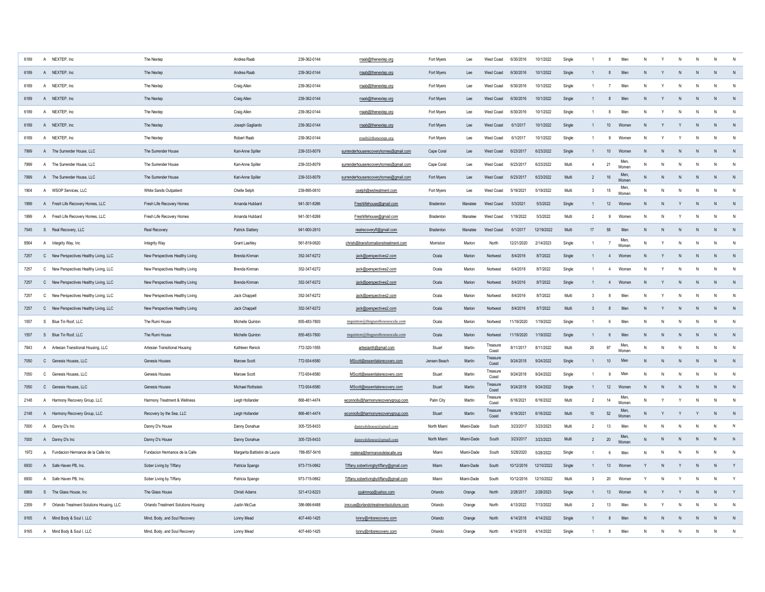| | | | | | | | | | | | | | | | | | | | | | | | |
|---|---|---|---|---|---|---|---|---|---|---|---|---|---|---|---|---|---|---|---|---|---|---|---|
| 6189 | A | NEXTEP, Inc | The Nextep | Andrea Raab | 239-362-0144 | rraab@thenextep.org | Fort Myers | Lee | West Coast | 6/30/2016 | 10/1/2022 | Single | 1 | 8 | Men | N | Y | N | N | N | N |
| 6189 | A | NEXTEP, Inc | The Nextep | Andrea Raab | 239-362-0144 | rraab@thenextep.org | Fort Myers | Lee | West Coast | 6/30/2016 | 10/1/2022 | Single | 1 | 8 | Men | N | Y | N | N | N | N |
| 6189 | A | NEXTEP, Inc | The Nextep | Craig Allen | 239-362-0144 | rraab@thenextep.org | Fort Myers | Lee | West Coast | 6/30/2016 | 10/1/2022 | Single | 1 | 7 | Men | N | Y | N | N | N | N |
| 6189 | A | NEXTEP, Inc | The Nextep | Craig Allen | 239-362-0144 | rraab@thenextep.org | Fort Myers | Lee | West Coast | 6/30/2016 | 10/1/2022 | Single | 1 | 8 | Men | N | Y | N | N | N | N |
| 6189 | A | NEXTEP, Inc | The Nextep | Craig Allen | 239-362-0144 | rraab@thenextep.org | Fort Myers | Lee | West Coast | 6/30/2016 | 10/1/2022 | Single | 1 | 8 | Men | N | Y | N | N | N | N |
| 6189 | A | NEXTEP, Inc | The Nextep | Joseph Gagliardo | 239-362-0144 | rraab@thenextep.org | Fort Myers | Lee | West Coast | 6/1/2017 | 10/1/2022 | Single | 1 | 10 | Women | N | Y | Y | N | N | N |
| 6189 | A | NEXTEP, Inc | The Nextep | Robert Raab | 239-362-0144 | rraab@thenextep.org | Fort Myers | Lee | West Coast | 6/1/2017 | 10/1/2022 | Single | 1 | 9 | Women | N | Y | Y | N | N | N |
| 7999 | A | The Surrender House, LLC | The Surrender House | Kari-Anne Spiller | 239-333-8079 | surrenderhouserecoveryhomes@gmail.com | Cape Coral | Lee | West Coast | 6/23/2017 | 6/23/2022 | Single | 1 | 10 | Women | N | N | N | N | N | N |
| 7999 | A | The Surrender House, LLC | The Surrender House | Kari-Anne Spiller | 239-333-8079 | surrenderhouserecoveryhomes@gmail.com | Cape Coral | Lee | West Coast | 6/23/2017 | 6/23/2022 | Multi | 4 | 21 | Men, Women | N | N | N | N | N | N |
| 7999 | A | The Surrender House, LLC | The Surrender House | Kari-Anne Spiller | 239-333-8079 | surrenderhouserecoveryhomes@gmail.com | Fort Myers | Lee | West Coast | 6/23/2017 | 6/23/2022 | Multi | 2 | 16 | Men, Women | N | N | N | N | N | N |
| 1904 | A | WSOP Services, LLC | White Sands Outpatient | Chelle Selph | 239-895-0610 | cselph@wstreatment.com | Fort Myers | Lee | West Coast | 5/19/2021 | 5/19/2022 | Multi | 3 | 15 | Men, Women | N | N | N | N | N | N |
| 1999 | A | Fresh Life Recovery Homes, LLC | Fresh Life Recovery Homes | Amanda Hubbard | 941-301-8266 | Freshlifehouse@gmail.com | Bradenton | Manatee | West Coast | 5/3/2021 | 5/3/2022 | Single | 1 | 12 | Women | N | N | Y | N | N | N |
| 1999 | A | Fresh Life Recovery Homes, LLC | Fresh Life Recovery Homes | Amanda Hubbard | 941-301-8266 | Freshlifehouse@gmail.com | Bradenton | Manatee | West Coast | 1/19/2022 | 5/3/2022 | Multi | 2 | 9 | Women | N | N | Y | N | N | N |
| 7545 | S | Real Recovery, LLC | Real Recovery | Patrick Slattery | 941-900-2610 | realrecoveryfl@gmail.com | Bradenton | Manatee | West Coast | 6/1/2017 | 12/19/2022 | Multi | 17 | 58 | Men | N | N | N | N | N | N |
| 8564 | A | Integrity Way, Inc | Integrity Way | Grant Lashley | 561-819-0620 | chrish@transformationstreatment.com | Morriston | Marion | North | 12/21/2020 | 2/14/2023 | Single | 1 | 7 | Men, Women | N | Y | N | N | N | N |
| 7257 | C | New Perspectives Healthy Living, LLC | New Perspectives Healthy Living | Brenda Kinman | 352-347-6272 | jack@perspectives2.com | Ocala | Marion | Nortwest | 8/4/2016 | 8/7/2022 | Single | 1 | 4 | Women | N | Y | N | N | N | N |
| 7257 | C | New Perspectives Healthy Living, LLC | New Perspectives Healthy Living | Brenda Kinman | 352-347-6272 | jack@perspectives2.com | Ocala | Marion | Nortwest | 6/4/2018 | 8/7/2022 | Single | 1 | 4 | Women | N | Y | N | N | N | N |
| 7257 | C | New Perspectives Healthy Living, LLC | New Perspectives Healthy Living | Brenda Kinman | 352-347-6272 | jack@perspectives2.com | Ocala | Marion | Nortwest | 8/4/2016 | 8/7/2022 | Single | 1 | 4 | Women | N | Y | N | N | N | N |
| 7257 | C | New Perspectives Healthy Living, LLC | New Perspectives Healthy Living | Jack Chappell | 352-347-6272 | jack@perspectives2.com | Ocala | Marion | Nortwest | 8/4/2016 | 8/7/2022 | Multi | 3 | 8 | Men | N | Y | N | N | N | N |
| 7257 | C | New Perspectives Healthy Living, LLC | New Perspectives Healthy Living | Jack Chappell | 352-347-6272 | jack@perspectives2.com | Ocala | Marion | Nortwest | 8/4/2016 | 8/7/2022 | Multi | 3 | 8 | Men | N | Y | N | N | N | N |
| 1557 | S | Blue Tin Roof, LLC | The Rumi House | Michelle Quinton | 855-483-7800 | mquinton@theguesthouseocala.com | Ocala | Marion | Nortwest | 11/19/2020 | 1/19/2022 | Single | 1 | 6 | Men | N | N | N | N | N | N |
| 1557 | S | Blue Tin Roof, LLC | The Rumi House | Michelle Quinton | 855-483-7800 | mquinton@theguesthouseocala.com | Ocala | Marion | Nortwest | 11/19/2020 | 1/19/2022 | Single | 1 | 6 | Men | N | N | N | N | N | N |
| 7843 | A | Artesian Transitional Housing, LLC | Artesian Transitional Housing | Kathleen Renick | 772-320-1555 | artesianth@gmail.com | Stuart | Martin | Treasure Coast | 8/11/2017 | 8/11/2022 | Multi | 20 | 97 | Men, Women | N | N | N | N | N | N |
| 7050 | C | Genesis Houses, LLC | Genesis Houses | Marcee Scott | 772-934-6580 | MScott@essentialsrecovery.com | Jensen Beach | Martin | Treasure Coast | 9/24/2018 | 9/24/2022 | Single | 1 | 10 | Men | N | N | N | N | N | N |
| 7050 | C | Genesis Houses, LLC | Genesis Houses | Marcee Scott | 772-934-6580 | MScott@essentialsrecovery.com | Stuart | Martin | Treasure Coast | 9/24/2018 | 9/24/2022 | Single | 1 | 9 | Men | N | N | N | N | N | N |
| 7050 | C | Genesis Houses, LLC | Genesis Houses | Michael Rothstein | 772-934-6580 | MScott@essentialsrecovery.com | Stuart | Martin | Treasure Coast | 9/24/2018 | 9/24/2022 | Single | 1 | 12 | Women | N | N | N | N | N | N |
| 2148 | A | Harmony Recovery Group, LLC | Harmony Treatment & Wellness | Leigh Hollander | 866-461-4474 | wconnolly@harmonyrecoverygroup.com | Palm City | Martin | Treasure Coast | 6/16/2021 | 6/16/2022 | Multi | 2 | 14 | Men, Women | N | Y | Y | N | N | N |
| 2148 | A | Harmony Recovery Group, LLC | Recovery by the Sea, LLC | Leigh Hollander | 866-461-4474 | wconnolly@harmonyrecoverygroup.com | Stuart | Martin | Treasure Coast | 6/16/2021 | 6/16/2022 | Multi | 10 | 52 | Men, Women | N | Y | Y | Y | N | N |
| 7000 | A | Danny D's Inc | Danny D's House | Danny Donahue | 305-725-8433 | dannydshouse@gmail.com | North Miami | Miami-Dade | South | 3/23/2017 | 3/23/2023 | Multi | 2 | 13 | Men | N | N | N | N | N | N |
| 7000 | A | Danny D's Inc | Danny D's House | Danny Donahue | 305-725-8433 | dannydshouse@gmail.com | North Miami | Miami-Dade | South | 3/23/2017 | 3/23/2023 | Multi | 2 | 20 | Men, Women | N | N | N | N | N | N |
| 1972 | A | Fundacion Hermanos de la Calle Inc | Fundacion Hermanos de la Calle | Margarita Battistini de Lauria | 786-857-5416 | malena@hermanosdelacalle.org | Miami | Miami-Dade | South | 5/28/2020 | 5/28/2022 | Single | 1 | 6 | Men | N | N | N | N | N | N |
| 6930 | A | Safe Haven PB, Inc. | Sober Living by Tiffany | Patricia Spango | 973-715-0662 | Tiffany.soberlivingbytiffany@gmail.com | Miami | Miami-Dade | South | 10/12/2016 | 12/10/2022 | Single | 1 | 13 | Women | Y | N | Y | N | N | Y |
| 6930 | A | Safe Haven PB, Inc. | Sober Living by Tiffany | Patricia Spango | 973-715-0662 | Tiffany.soberlivingbytiffany@gmail.com | Miami | Miami-Dade | South | 10/12/2016 | 12/10/2022 | Multi | 3 | 20 | Women | Y | N | Y | N | N | Y |
| 6869 | S | The Glass House, Inc | The Glass House | Christi Adams | 321-412-8223 | cpalmnop@yahoo.com | Orlando | Orange | North | 2/28/2017 | 2/28/2023 | Single | 1 | 13 | Women | N | Y | Y | N | N | Y |
| 2359 | P | Orlando Treatment Solutions Housing, LLC | Orlando Treatment Solutions Housing | Justin McCue | 386-986-6498 | jmccue@orlandotreatmentsolutions.com | Orlando | Orange | North | 4/13/2022 | 7/13/2022 | Multi | 2 | 13 | Men | N | Y | N | N | N | N |
| 9165 | A | Mind Body & Soul I, LLC | Mind, Body, and Soul Recovery | Lonny Mead | 407-440-1425 | lonny@mbsrecovery.com | Orlando | Orange | North | 4/14/2018 | 4/14/2022 | Single | 1 | 8 | Men | N | N | N | N | N | N |
| 9165 | A | Mind Body & Soul I, LLC | Mind, Body, and Soul Recovery | Lonny Mead | 407-440-1425 | lonny@mbsrecovery.com | Orlando | Orange | North | 4/14/2018 | 4/14/2022 | Single | 1 | 8 | Men | N | N | N | N | N | N |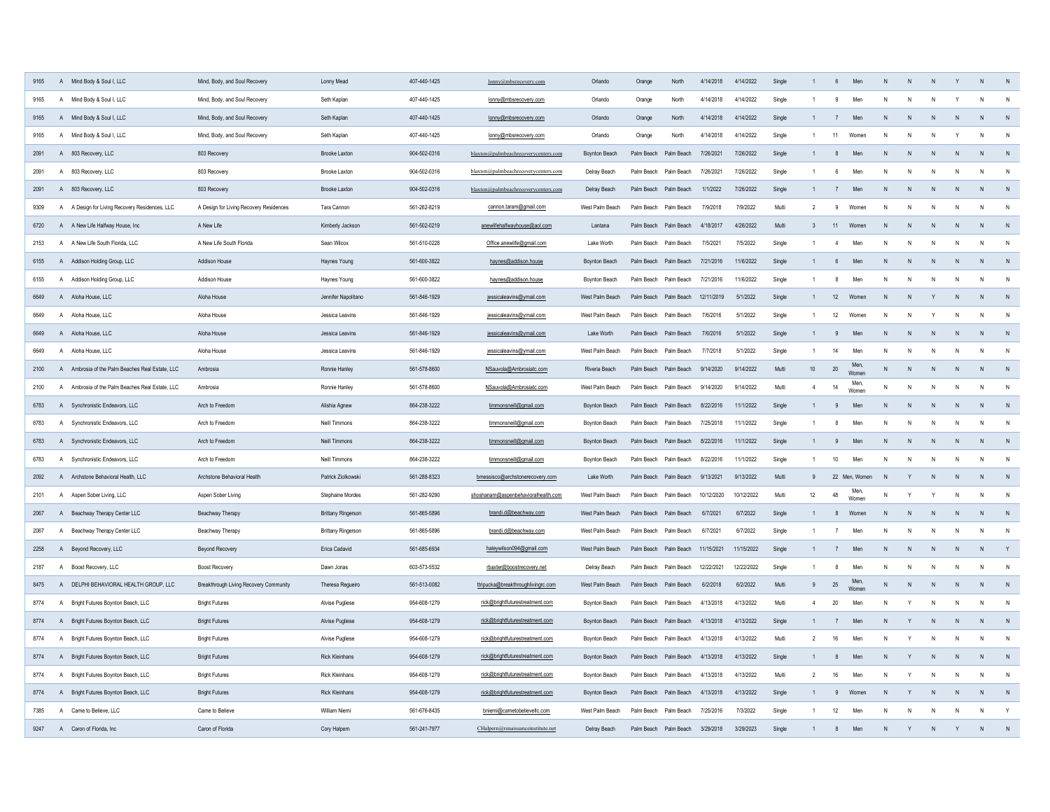| | | | | | | | | | | | | | | | | | | | | | | |
|---|---|---|---|---|---|---|---|---|---|---|---|---|---|---|---|---|---|---|---|---|---|---|
| 9165 | A | Mind Body & Soul I, LLC | Mind, Body, and Soul Recovery | Lonny Mead | 407-440-1425 | lonny@mbsrecovery.com | Orlando | Orange | North | 4/14/2018 | 4/14/2022 | Single | 1 | 6 | Men | N | N | N | Y | N | N |
| 9165 | A | Mind Body & Soul I, LLC | Mind, Body, and Soul Recovery | Seth Kaplan | 407-440-1425 | lonny@mbsrecovery.com | Orlando | Orange | North | 4/14/2018 | 4/14/2022 | Single | 1 | 9 | Men | N | N | N | Y | N | N |
| 9165 | A | Mind Body & Soul I, LLC | Mind, Body, and Soul Recovery | Seth Kaplan | 407-440-1425 | lonny@mbsrecovery.com | Orlando | Orange | North | 4/14/2018 | 4/14/2022 | Single | 1 | 7 | Men | N | N | N | N | N | N |
| 9165 | A | Mind Body & Soul I, LLC | Mind, Body, and Soul Recovery | Seth Kaplan | 407-440-1425 | lonny@mbsrecovery.com | Orlando | Orange | North | 4/14/2018 | 4/14/2022 | Single | 1 | 11 | Women | N | N | N | Y | N | N |
| 2091 | A | 803 Recovery, LLC | 803 Recovery | Brooke Laxton | 904-502-0316 | blaxton@palmbeachrecoverycenters.com | Boynton Beach | Palm Beach | Palm Beach | 7/26/2021 | 7/26/2022 | Single | 1 | 8 | Men | N | N | N | N | N | N |
| 2091 | A | 803 Recovery, LLC | 803 Recovery | Brooke Laxton | 904-502-0316 | blaxton@palmbeachrecoverycenters.com | Delray Beach | Palm Beach | Palm Beach | 7/26/2021 | 7/26/2022 | Single | 1 | 6 | Men | N | N | N | N | N | N |
| 2091 | A | 803 Recovery, LLC | 803 Recovery | Brooke Laxton | 904-502-0316 | blaxton@palmbeachrecoverycenters.com | Delray Beach | Palm Beach | Palm Beach | 1/1/2022 | 7/26/2022 | Single | 1 | 7 | Men | N | N | N | N | N | N |
| 9309 | A | A Design for Living Recovery Residences, LLC | A Design for Living Recovery Residences | Tara Cannon | 561-262-8219 | cannon.taram@gmail.com | West Palm Beach | Palm Beach | Palm Beach | 7/9/2018 | 7/9/2022 | Multi | 2 | 9 | Women | N | N | N | N | N | N |
| 6720 | A | A New Life Halfway House, Inc | A New Life | Kimberly Jackson | 561-502-0219 | anewlifehalfwayhouse@aol.com | Lantana | Palm Beach | Palm Beach | 4/18/2017 | 4/26/2022 | Multi | 3 | 11 | Women | N | N | N | N | N | N |
| 2153 | A | A New Life South Florida, LLC | A New Life South Florida | Sean Wilcox | 561-510-0228 | Office.anewlife@gmail.com | Lake Worth | Palm Beach | Palm Beach | 7/5/2021 | 7/5/2022 | Single | 1 | 4 | Men | N | N | N | N | N | N |
| 6155 | A | Addison Holding Group, LLC | Addison House | Haynes Young | 561-600-3822 | haynes@addison.house | Boynton Beach | Palm Beach | Palm Beach | 7/21/2016 | 11/6/2022 | Single | 1 | 6 | Men | N | N | N | N | N | N |
| 6155 | A | Addison Holding Group, LLC | Addison House | Haynes Young | 561-600-3822 | haynes@addison.house | Boynton Beach | Palm Beach | Palm Beach | 7/21/2016 | 11/6/2022 | Single | 1 | 8 | Men | N | N | N | N | N | N |
| 6649 | A | Aloha House, LLC | Aloha House | Jennifer Napolitano | 561-846-1929 | jessicaleavins@ymail.com | West Palm Beach | Palm Beach | Palm Beach | 12/11/2019 | 5/1/2022 | Single | 1 | 12 | Women | N | N | Y | N | N | N |
| 6649 | A | Aloha House, LLC | Aloha House | Jessica Leavins | 561-846-1929 | jessicaleavins@ymail.com | West Palm Beach | Palm Beach | Palm Beach | 7/6/2016 | 5/1/2022 | Single | 1 | 12 | Women | N | N | Y | N | N | N |
| 6649 | A | Aloha House, LLC | Aloha House | Jessica Leavins | 561-846-1929 | jessicaleavins@ymail.com | Lake Worth | Palm Beach | Palm Beach | 7/6/2016 | 5/1/2022 | Single | 1 | 9 | Men | N | N | N | N | N | N |
| 6649 | A | Aloha House, LLC | Aloha House | Jessica Leavins | 561-846-1929 | jessicaleavins@ymail.com | West Palm Beach | Palm Beach | Palm Beach | 7/7/2018 | 5/1/2022 | Single | 1 | 14 | Men | N | N | N | N | N | N |
| 2100 | A | Ambrosia of the Palm Beaches Real Estate, LLC | Ambrosia | Ronnie Hanley | 561-578-8600 | NSauvola@Ambrosiatc.com | Riveria Beach | Palm Beach | Palm Beach | 9/14/2020 | 9/14/2022 | Multi | 10 | 20 | Men, Women | N | N | N | N | N | N |
| 2100 | A | Ambrosia of the Palm Beaches Real Estate, LLC | Ambrosia | Ronnie Hanley | 561-578-8600 | NSauvola@Ambrosiatc.com | West Palm Beach | Palm Beach | Palm Beach | 9/14/2020 | 9/14/2022 | Multi | 4 | 14 | Men, Women | N | N | N | N | N | N |
| 6783 | A | Synchronistic Endeavors, LLC | Arch to Freedom | Alishia Agnew | 864-238-3222 | timmonsneill@gmail.com | Boynton Beach | Palm Beach | Palm Beach | 8/22/2016 | 11/1/2022 | Single | 1 | 9 | Men | N | N | N | N | N | N |
| 6783 | A | Synchronistic Endeavors, LLC | Arch to Freedom | Neill Timmons | 864-238-3222 | timmonsneill@gmail.com | Boynton Beach | Palm Beach | Palm Beach | 7/25/2018 | 11/1/2022 | Single | 1 | 8 | Men | N | N | N | N | N | N |
| 6783 | A | Synchronistic Endeavors, LLC | Arch to Freedom | Neill Timmons | 864-238-3222 | timmonsneill@gmail.com | Boynton Beach | Palm Beach | Palm Beach | 8/22/2016 | 11/1/2022 | Single | 1 | 9 | Men | N | N | N | N | N | N |
| 6783 | A | Synchronistic Endeavors, LLC | Arch to Freedom | Neill Timmons | 864-238-3222 | timmonsneill@gmail.com | Boynton Beach | Palm Beach | Palm Beach | 8/22/2016 | 11/1/2022 | Single | 1 | 10 | Men | N | N | N | N | N | N |
| 2092 | A | Archstone Behavioral Health, LLC | Archstone Behavioral Health | Patrick Ziolkowski | 561-288-8323 | bmessisco@archstonerecovery.com | Lake Worth | Palm Beach | Palm Beach | 9/13/2021 | 9/13/2022 | Multi | 9 | 22 | Men, Women | N | Y | N | N | N | N |
| 2101 | A | Aspen Sober Living, LLC | Aspen Sober Living | Stephaine Mordes | 561-282-9290 | shoshanam@aspenbehavioralhealth.com | West Palm Beach | Palm Beach | Palm Beach | 10/12/2020 | 10/12/2022 | Multi | 12 | 48 | Men, Women | N | Y | Y | N | N | N |
| 2067 | A | Beachway Therapy Center LLC | Beachway Therapy | Brittany Ringerson | 561-865-5896 | brandi.d@beachway.com | West Palm Beach | Palm Beach | Palm Beach | 6/7/2021 | 6/7/2022 | Single | 1 | 8 | Women | N | N | N | N | N | N |
| 2067 | A | Beachway Therapy Center LLC | Beachway Therapy | Brittany Ringerson | 561-865-5896 | brandi.d@beachway.com | West Palm Beach | Palm Beach | Palm Beach | 6/7/2021 | 6/7/2022 | Single | 1 | 7 | Men | N | N | N | N | N | N |
| 2258 | A | Beyond Recovery, LLC | Beyond Recovery | Erica Cadavid | 561-685-6934 | haleywilson094@gmail.com | West Palm Beach | Palm Beach | Palm Beach | 11/15/2021 | 11/15/2022 | Single | 1 | 7 | Men | N | N | N | N | N | Y |
| 2187 | A | Boost Recovery, LLC | Boost Recovery | Dawn Jonas | 603-573-5532 | rbaxter@boostrecovery.net | Delray Beach | Palm Beach | Palm Beach | 12/22/2021 | 12/22/2022 | Single | 1 | 8 | Men | N | N | N | N | N | N |
| 8475 | A | DELPHI BEHAVIORAL HEALTH GROUP, LLC | Breakthrough Living Recovery Community | Theresa Regueiro | 561-513-0082 | ttripucka@breakthroughlivingrc.com | West Palm Beach | Palm Beach | Palm Beach | 6/2/2018 | 6/2/2022 | Multi | 9 | 25 | Men, Women | N | N | N | N | N | N |
| 8774 | A | Bright Futures Boynton Beach, LLC | Bright Futures | Alvise Pugliese | 954-608-1279 | rick@brightfuturestreatment.com | Boynton Beach | Palm Beach | Palm Beach | 4/13/2018 | 4/13/2022 | Multi | 4 | 20 | Men | N | Y | N | N | N | N |
| 8774 | A | Bright Futures Boynton Beach, LLC | Bright Futures | Alvise Pugliese | 954-608-1279 | rick@brightfuturestreatment.com | Boynton Beach | Palm Beach | Palm Beach | 4/13/2018 | 4/13/2022 | Single | 1 | 7 | Men | N | Y | N | N | N | N |
| 8774 | A | Bright Futures Boynton Beach, LLC | Bright Futures | Alvise Pugliese | 954-608-1279 | rick@brightfuturestreatment.com | Boynton Beach | Palm Beach | Palm Beach | 4/13/2018 | 4/13/2022 | Multi | 2 | 16 | Men | N | Y | N | N | N | N |
| 8774 | A | Bright Futures Boynton Beach, LLC | Bright Futures | Rick Kleinhans | 954-608-1279 | rick@brightfuturestreatment.com | Boynton Beach | Palm Beach | Palm Beach | 4/13/2018 | 4/13/2022 | Single | 1 | 8 | Men | N | Y | N | N | N | N |
| 8774 | A | Bright Futures Boynton Beach, LLC | Bright Futures | Rick Kleinhans | 954-608-1279 | rick@brightfuturestreatment.com | Boynton Beach | Palm Beach | Palm Beach | 4/13/2018 | 4/13/2022 | Multi | 2 | 16 | Men | N | Y | N | N | N | N |
| 8774 | A | Bright Futures Boynton Beach, LLC | Bright Futures | Rick Kleinhans | 954-608-1279 | rick@brightfuturestreatment.com | Boynton Beach | Palm Beach | Palm Beach | 4/13/2018 | 4/13/2022 | Single | 1 | 9 | Women | N | Y | N | N | N | N |
| 7385 | A | Came to Believe, LLC | Came to Believe | William Niemi | 561-676-8435 | bniemi@cametobelievellc.com | West Palm Beach | Palm Beach | Palm Beach | 7/25/2016 | 7/3/2022 | Single | 1 | 12 | Men | N | N | N | N | N | Y |
| 9247 | A | Caron of Florida, Inc | Caron of Florida | Cory Halpern | 561-241-7977 | CHalpern@renaissanceinstitute.net | Delray Beach | Palm Beach | Palm Beach | 3/29/2018 | 3/29/2023 | Single | 1 | 8 | Men | N | Y | N | Y | N | N |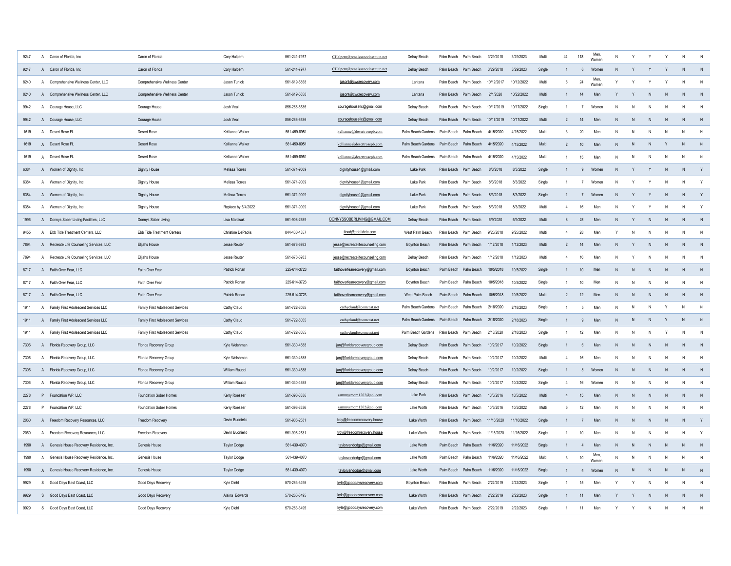| | | | | | | | | | | | | | | | | | | | | | | |
|---|---|---|---|---|---|---|---|---|---|---|---|---|---|---|---|---|---|---|---|---|---|---|
| 9247 | A | Caron of Florida, Inc | Caron of Florida | Cory Halpern | 561-241-7977 | CHalpern@renaissanceinstitute.net | Delray Beach | Palm Beach | Palm Beach | 3/29/2018 | 3/29/2023 | Multi | 44 | 118 | Men, Women | N | Y | Y | Y | N | N |
| 9247 | A | Caron of Florida, Inc | Caron of Florida | Cory Halpern | 561-241-7977 | CHalpern@renaissanceinstitute.net | Delray Beach | Palm Beach | Palm Beach | 3/29/2018 | 3/29/2023 | Single | 1 | 6 | Women | N | Y | Y | Y | N | N |
| 8240 | A | Comprehensive Wellness Center, LLC | Comprehensive Wellness Center | Jason Tunick | 561-619-5858 | jasont@cwcrecovery.com | Lantana | Palm Beach | Palm Beach | 10/12/2017 | 10/12/2022 | Multi | 6 | 24 | Men, Women | Y | Y | Y | Y | N | N |
| 8240 | A | Comprehensive Wellness Center, LLC | Comprehensive Wellness Center | Jason Tunick | 561-619-5858 | jasont@cwcrecovery.com | Lantana | Palm Beach | Palm Beach | 2/1/2020 | 10/22/2022 | Multi | 1 | 14 | Men | Y | Y | N | N | N | N |
| 9942 | A | Courage House, LLC | Courage House | Josh Veal | 856-266-6536 | couragehousellc@gmail.com | Delray Beach | Palm Beach | Palm Beach | 10/17/2019 | 10/17/2022 | Single | 1 | 7 | Women | N | N | N | N | N | N |
| 9942 | A | Courage House, LLC | Courage House | Josh Veal | 856-266-6536 | couragehousellc@gmail.com | Delray Beach | Palm Beach | Palm Beach | 10/17/2019 | 10/17/2022 | Multi | 2 | 14 | Men | N | N | N | N | N | N |
| 1619 | A | Desert Rose FL | Desert Rose | Kellianne Walker | 561-459-8951 | kellianne@desertrosepb.com | Palm Beach Gardens | Palm Beach | Palm Beach | 4/15/2020 | 4/15/2022 | Multi | 3 | 20 | Men | N | N | N | N | N | N |
| 1619 | A | Desert Rose FL | Desert Rose | Kellianne Walker | 561-459-8951 | kellianne@desertrosepb.com | Palm Beach Gardens | Palm Beach | Palm Beach | 4/15/2020 | 4/15/2022 | Multi | 2 | 10 | Men | N | N | N | Y | N | N |
| 1619 | A | Desert Rose FL | Desert Rose | Kellianne Walker | 561-459-8951 | kellianne@desertrosepb.com | Palm Beach Gardens | Palm Beach | Palm Beach | 4/15/2020 | 4/15/2022 | Multi | 1 | 15 | Men | N | N | N | N | N | N |
| 6384 | A | Women of Dignity, Inc | Dignity House | Melissa Torres | 561-371-9009 | dignityhouse1@gmail.com | Lake Park | Palm Beach | Palm Beach | 8/3/2018 | 8/3/2022 | Single | 1 | 9 | Women | N | Y | Y | N | N | Y |
| 6384 | A | Women of Dignity, Inc | Dignity House | Melissa Torres | 561-371-9009 | dignityhouse1@gmail.com | Lake Park | Palm Beach | Palm Beach | 8/3/2018 | 8/3/2022 | Single | 1 | 7 | Women | N | Y | Y | N | N | Y |
| 6384 | A | Women of Dignity, Inc | Dignity House | Melissa Torres | 561-371-9009 | dignityhouse1@gmail.com | Lake Park | Palm Beach | Palm Beach | 8/3/2018 | 8/3/2022 | Single | 1 | 7 | Women | N | Y | Y | N | N | Y |
| 6384 | A | Women of Dignity, Inc | Dignity House | Replace by 5/4/2022 | 561-371-9009 | dignityhouse1@gmail.com | Lake Park | Palm Beach | Palm Beach | 8/3/2018 | 8/3/2022 | Multi | 4 | 16 | Men | N | Y | Y | N | N | Y |
| 1996 | A | Donnys Sober Living Facilities, LLC | Donnys Sober Living | Lisa Marcisak | 561-908-2689 | DONNYSSOBERLIVING@GMAIL.COM | Delray Beach | Palm Beach | Palm Beach | 6/9/2020 | 6/9/2022 | Multi | 8 | 28 | Men | N | Y | N | N | N | N |
| 9455 | A | Ebb Tide Treatment Centers, LLC | Ebb Tide Treatment Centers | Christine DePaolis | 844-430-4357 | tinad@ebbtidetc.com | West Palm Beach | Palm Beach | Palm Beach | 9/25/2018 | 9/25/2022 | Multi | 4 | 28 | Men | Y | N | N | N | N | N |
| 7894 | A | Recreate Life Counseling Services, LLC | Elijahs House | Jesse Reuter | 561-678-5933 | jesse@recreatelifecounseling.com | Boynton Beach | Palm Beach | Palm Beach | 1/12/2018 | 1/12/2023 | Multi | 2 | 14 | Men | N | Y | N | N | N | N |
| 7894 | A | Recreate Life Counseling Services, LLC | Elijahs House | Jesse Reuter | 561-678-5933 | jesse@recreatelifecounseling.com | Delray Beach | Palm Beach | Palm Beach | 1/12/2018 | 1/12/2023 | Multi | 4 | 16 | Men | N | Y | N | N | N | N |
| 8717 | A | Faith Over Fear, LLC | Faith Over Fear | Patrick Ronan | 225-614-3723 | faithoverfearrecovery@gmail.com | Boynton Beach | Palm Beach | Palm Beach | 10/5/2018 | 10/5/2022 | Single | 1 | 10 | Men | N | N | N | N | N | N |
| 8717 | A | Faith Over Fear, LLC | Faith Over Fear | Patrick Ronan | 225-614-3723 | faithoverfearrecovery@gmail.com | Boynton Beach | Palm Beach | Palm Beach | 10/5/2018 | 10/5/2022 | Single | 1 | 10 | Men | N | N | N | N | N | N |
| 8717 | A | Faith Over Fear, LLC | Faith Over Fear | Patrick Ronan | 225-614-3723 | faithoverfearrecovery@gmail.com | West Palm Beach | Palm Beach | Palm Beach | 10/5/2018 | 10/5/2022 | Multi | 2 | 12 | Men | N | N | N | N | N | N |
| 1911 | A | Family First Adolescent Services LLC | Family First Adolescent Services | Cathy Claud | 561-722-8055 | cathyclaud@comcast.net | Palm Beach Gardens | Palm Beach | Palm Beach | 2/18/2020 | 2/18/2023 | Single | 1 | 5 | Men | N | N | N | Y | N | N |
| 1911 | A | Family First Adolescent Services LLC | Family First Adolescent Services | Cathy Claud | 561-722-8055 | cathyclaud@comcast.net | Palm Beach Gardens | Palm Beach | Palm Beach | 2/18/2020 | 2/18/2023 | Single | 1 | 9 | Men | N | N | N | Y | N | N |
| 1911 | A | Family First Adolescent Services LLC | Family First Adolescent Services | Cathy Claud | 561-722-8055 | cathyclaud@comcast.net | Palm Beach Gardens | Palm Beach | Palm Beach | 2/18/2020 | 2/18/2023 | Single | 1 | 12 | Men | N | N | N | Y | N | N |
| 7306 | A | Florida Recovery Group, LLC | Florida Recovery Group | Kyle Welshman | 561-330-4688 | jan@floridarecoverygroup.com | Delray Beach | Palm Beach | Palm Beach | 10/2/2017 | 10/2/2022 | Single | 1 | 6 | Men | N | N | N | N | N | N |
| 7306 | A | Florida Recovery Group, LLC | Florida Recovery Group | Kyle Welshman | 561-330-4688 | jan@floridarecoverygroup.com | Delray Beach | Palm Beach | Palm Beach | 10/2/2017 | 10/2/2022 | Multi | 4 | 16 | Men | N | N | N | N | N | N |
| 7306 | A | Florida Recovery Group, LLC | Florida Recovery Group | William Raucci | 561-330-4688 | jan@floridarecoverygroup.com | Delray Beach | Palm Beach | Palm Beach | 10/2/2017 | 10/2/2022 | Single | 1 | 8 | Women | N | N | N | N | N | N |
| 7306 | A | Florida Recovery Group, LLC | Florida Recovery Group | William Raucci | 561-330-4688 | jan@floridarecoverygroup.com | Delray Beach | Palm Beach | Palm Beach | 10/2/2017 | 10/2/2022 | Single | 4 | 16 | Women | N | N | N | N | N | N |
| 2278 | P | Foundation WP, LLC | Foundation Sober Homes | Kerry Roesser | 561-398-8336 | sammysmom1202@aol.com | Lake Park | Palm Beach | Palm Beach | 10/5/2016 | 10/5/2022 | Multi | 4 | 15 | Men | N | N | N | N | N | N |
| 2278 | P | Foundation WP, LLC | Foundation Sober Homes | Kerry Roesser | 561-398-8336 | sammysmom1202@aol.com | Lake Worth | Palm Beach | Palm Beach | 10/5/2016 | 10/5/2022 | Multi | 5 | 12 | Men | N | N | N | N | N | N |
| 2060 | A | Freedom Recovery Resources, LLC | Freedom Recovery | Devin Buoniello | 561-906-2531 | troy@freedomrecovery.house | Lake Worth | Palm Beach | Palm Beach | 11/16/2020 | 11/16/2022 | Single | 1 | 7 | Men | N | N | N | N | N | Y |
| 2060 | A | Freedom Recovery Resources, LLC | Freedom Recovery | Devin Buoniello | 561-906-2531 | troy@freedomrecovery.house | Lake Worth | Palm Beach | Palm Beach | 11/16/2020 | 11/16/2022 | Single | 1 | 10 | Men | N | N | N | N | N | Y |
| 1990 | A | Genesis House Recovery Residence, Inc. | Genesis House | Taylor Dodge | 561-439-4070 | taylorvandodge@gmail.com | Lake Worth | Palm Beach | Palm Beach | 11/6/2020 | 11/16/2022 | Single | 1 | 4 | Men | N | N | N | N | N | N |
| 1990 | A | Genesis House Recovery Residence, Inc. | Genesis House | Taylor Dodge | 561-439-4070 | taylorvandodge@gmail.com | Lake Worth | Palm Beach | Palm Beach | 11/6/2020 | 11/16/2022 | Multi | 3 | 10 | Men, Women | N | N | N | N | N | N |
| 1990 | A | Genesis House Recovery Residence, Inc. | Genesis House | Taylor Dodge | 561-439-4070 | taylorvandodge@gmail.com | Lake Worth | Palm Beach | Palm Beach | 11/6/2020 | 11/16/2022 | Single | 1 | 4 | Women | N | N | N | N | N | N |
| 9929 | S | Good Days East Coast, LLC | Good Days Recovery | Kyle Diehl | 570-263-3495 | kyle@gooddaysrecovery.com | Boynton Beach | Palm Beach | Palm Beach | 2/22/2019 | 2/22/2023 | Single | 1 | 15 | Men | Y | Y | N | N | N | N |
| 9929 | S | Good Days East Coast, LLC | Good Days Recovery | Alaina Edwards | 570-263-3495 | kyle@gooddaysrecovery.com | Lake Worth | Palm Beach | Palm Beach | 2/22/2019 | 2/22/2023 | Single | 1 | 11 | Men | Y | Y | N | N | N | N |
| 9929 | S | Good Days East Coast, LLC | Good Days Recovery | Kyle Diehl | 570-263-3495 | kyle@gooddaysrecovery.com | Lake Worth | Palm Beach | Palm Beach | 2/22/2019 | 2/22/2023 | Single | 1 | 11 | Men | Y | Y | N | N | N | N |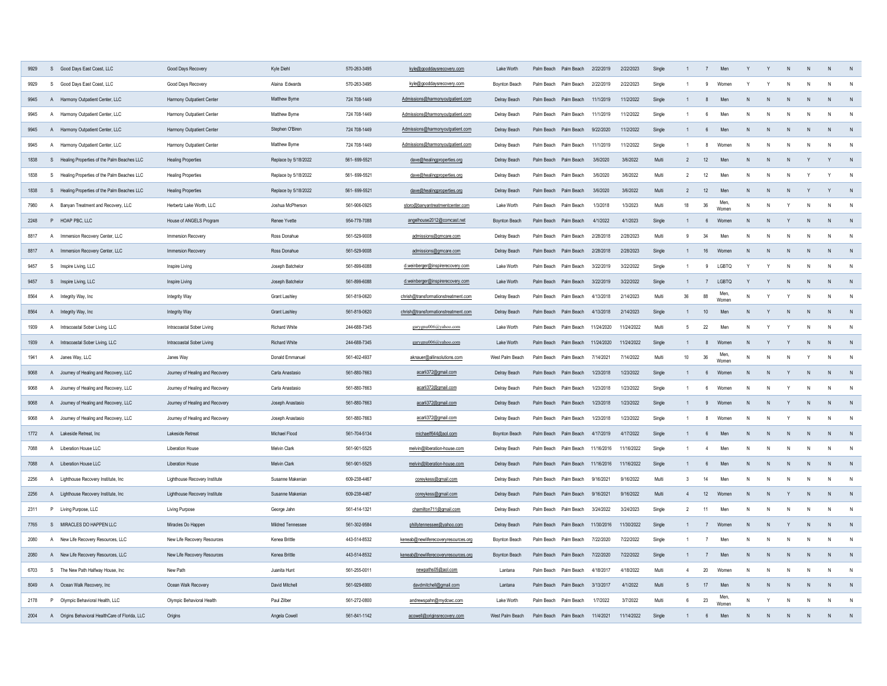| | | | | | | | | | | | | | | | | | | | | | |
|---|---|---|---|---|---|---|---|---|---|---|---|---|---|---|---|---|---|---|---|---|---|
| 9929 | S | Good Days East Coast, LLC | Good Days Recovery | Kyle Diehl | 570-263-3495 | kyle@gooddaysrecovery.com | Lake Worth | Palm Beach | Palm Beach | 2/22/2019 | 2/22/2023 | Single | 1 | 7 | Men | Y | Y | N | N | N | N |
| 9929 | S | Good Days East Coast, LLC | Good Days Recovery | Alaina Edwards | 570-263-3495 | kyle@gooddaysrecovery.com | Boynton Beach | Palm Beach | Palm Beach | 2/22/2019 | 2/22/2023 | Single | 1 | 9 | Women | Y | Y | N | N | N | N |
| 9945 | A | Harmony Outpatient Center, LLC | Harmony Outpatient Center | Matthew Byrne | 724 708-1449 | Admissions@harmonyoutpatient.com | Delray Beach | Palm Beach | Palm Beach | 11/1/2019 | 11/2/2022 | Single | 1 | 8 | Men | N | N | N | N | N | N |
| 9945 | A | Harmony Outpatient Center, LLC | Harmony Outpatient Center | Matthew Byrne | 724 708-1449 | Admissions@harmonyoutpatient.com | Delray Beach | Palm Beach | Palm Beach | 11/1/2019 | 11/2/2022 | Single | 1 | 6 | Men | N | N | N | N | N | N |
| 9945 | A | Harmony Outpatient Center, LLC | Harmony Outpatient Center | Stephen O'Biren | 724 708-1449 | Admissions@harmonyoutpatient.com | Delray Beach | Palm Beach | Palm Beach | 9/22/2020 | 11/2/2022 | Single | 1 | 6 | Men | N | N | N | N | N | N |
| 9945 | A | Harmony Outpatient Center, LLC | Harmony Outpatient Center | Matthew Byrne | 724 708-1449 | Admissions@harmonyoutpatient.com | Delray Beach | Palm Beach | Palm Beach | 11/1/2019 | 11/2/2022 | Single | 1 | 8 | Women | N | N | N | N | N | N |
| 1838 | S | Healing Properties of the Palm Beaches LLC | Healing Properties | Replace by 5/18/2022 | 561- 699-5521 | dave@healingproperties.org | Delray Beach | Palm Beach | Palm Beach | 3/6/2020 | 3/6/2022 | Multi | 2 | 12 | Men | N | N | N | Y | Y | N |
| 1838 | S | Healing Properties of the Palm Beaches LLC | Healing Properties | Replace by 5/18/2022 | 561- 699-5521 | dave@healingproperties.org | Delray Beach | Palm Beach | Palm Beach | 3/6/2020 | 3/6/2022 | Multi | 2 | 12 | Men | N | N | N | Y | Y | N |
| 1838 | S | Healing Properties of the Palm Beaches LLC | Healing Properties | Replace by 5/18/2022 | 561- 699-5521 | dave@healingproperties.org | Delray Beach | Palm Beach | Palm Beach | 3/6/2020 | 3/6/2022 | Multi | 2 | 12 | Men | N | N | N | Y | Y | N |
| 7980 | A | Banyan Treatment and Recovery, LLC | Herbertz Lake Worth, LLC | Joshua McPherson | 561-906-0925 | storo@banyantreatmentcenter.com | Lake Worth | Palm Beach | Palm Beach | 1/3/2018 | 1/3/2023 | Multi | 18 | 36 | Men, Women | N | N | Y | N | N | N |
| 2248 | P | HOAP PBC, LLC | House of ANGELS Program | Renee Yvette | 954-778-7088 | angelhouse2012@comcast.net | Boynton Beach | Palm Beach | Palm Beach | 4/1/2022 | 4/1/2023 | Single | 1 | 6 | Women | N | N | Y | N | N | N |
| 8817 | A | Immersion Recovery Center, LLC | Immersion Recovery | Ross Donahue | 561-529-9008 | admissions@gmcare.com | Delray Beach | Palm Beach | Palm Beach | 2/28/2018 | 2/28/2023 | Multi | 9 | 34 | Men | N | N | N | N | N | N |
| 8817 | A | Immersion Recovery Center, LLC | Immersion Recovery | Ross Donahue | 561-529-9008 | admissions@gmcare.com | Delray Beach | Palm Beach | Palm Beach | 2/28/2018 | 2/28/2023 | Single | 1 | 16 | Women | N | N | N | N | N | N |
| 9457 | S | Inspire Living, LLC | Inspire Living | Joseph Batchelor | 561-899-6088 | d.weinberger@inspirerecovery.com | Lake Worth | Palm Beach | Palm Beach | 3/22/2019 | 3/22/2022 | Single | 1 | 9 | LGBTQ | Y | Y | N | N | N | N |
| 9457 | S | Inspire Living, LLC | Inspire Living | Joseph Batchelor | 561-899-6088 | d.weinberger@inspirerecovery.com | Lake Worth | Palm Beach | Palm Beach | 3/22/2019 | 3/22/2022 | Single | 1 | 7 | LGBTQ | Y | Y | N | N | N | N |
| 8564 | A | Integrity Way, Inc | Integrity Way | Grant Lashley | 561-819-0620 | chrish@transformationstreatment.com | Delray Beach | Palm Beach | Palm Beach | 4/13/2018 | 2/14/2023 | Multi | 36 | 88 | Men, Women | N | Y | Y | N | N | N |
| 8564 | A | Integrity Way, Inc | Integrity Way | Grant Lashley | 561-819-0620 | chrish@transformationstreatment.com | Delray Beach | Palm Beach | Palm Beach | 4/13/2018 | 2/14/2023 | Single | 1 | 10 | Men | N | Y | N | N | N | N |
| 1939 | A | Intracoastal Sober Living, LLC | Intracoastal Sober Living | Richard White | 244-688-7345 | garygmu006@yahoo.com | Lake Worth | Palm Beach | Palm Beach | 11/24/2020 | 11/24/2022 | Multi | 5 | 22 | Men | N | Y | Y | N | N | N |
| 1939 | A | Intracoastal Sober Living, LLC | Intracoastal Sober Living | Richard White | 244-688-7345 | garygmu006@yahoo.com | Lake Worth | Palm Beach | Palm Beach | 11/24/2020 | 11/24/2022 | Single | 1 | 8 | Women | N | Y | Y | N | N | N |
| 1941 | A | Janes Way, LLC | Janes Way | Donald Emmanuel | 561-402-4937 | aknauer@allinsolutions.com | West Palm Beach | Palm Beach | Palm Beach | 7/14/2021 | 7/14/2022 | Multi | 10 | 36 | Men, Women | N | N | N | Y | N | N |
| 9068 | A | Journey of Healing and Recovery, LLC | Journey of Healing and Recovery | Carla Anastasio | 561-880-7663 | acarli372@gmail.com | Delray Beach | Palm Beach | Palm Beach | 1/23/2018 | 1/23/2022 | Single | 1 | 6 | Women | N | N | Y | N | N | N |
| 9068 | A | Journey of Healing and Recovery, LLC | Journey of Healing and Recovery | Carla Anastasio | 561-880-7663 | acarli372@gmail.com | Delray Beach | Palm Beach | Palm Beach | 1/23/2018 | 1/23/2022 | Single | 1 | 6 | Women | N | N | Y | N | N | N |
| 9068 | A | Journey of Healing and Recovery, LLC | Journey of Healing and Recovery | Joseph Anastasio | 561-880-7663 | acarli372@gmail.com | Delray Beach | Palm Beach | Palm Beach | 1/23/2018 | 1/23/2022 | Single | 1 | 9 | Women | N | N | Y | N | N | N |
| 9068 | A | Journey of Healing and Recovery, LLC | Journey of Healing and Recovery | Joseph Anastasio | 561-880-7663 | acarli372@gmail.com | Delray Beach | Palm Beach | Palm Beach | 1/23/2018 | 1/23/2022 | Single | 1 | 8 | Women | N | N | Y | N | N | N |
| 1772 | A | Lakeside Retreat, Inc | Lakeside Retreat | Michael Flood | 561-704-5134 | michaelf644@aol.com | Boynton Beach | Palm Beach | Palm Beach | 4/17/2019 | 4/17/2022 | Single | 1 | 6 | Men | N | N | N | N | N | N |
| 7088 | A | Liberation House LLC | Liberation House | Melvin Clark | 561-901-5525 | melvin@liberation-house.com | Delray Beach | Palm Beach | Palm Beach | 11/16/2016 | 11/16/2022 | Single | 1 | 4 | Men | N | N | N | N | N | N |
| 7088 | A | Liberation House LLC | Liberation House | Melvin Clark | 561-901-5525 | melvin@liberation-house.com | Delray Beach | Palm Beach | Palm Beach | 11/16/2016 | 11/16/2022 | Single | 1 | 6 | Men | N | N | N | N | N | N |
| 2256 | A | Lighthouse Recovery Institute, Inc | Lighthouse Recovery Institute | Susanne Makenian | 609-238-4467 | coreykess@gmail.com | Delray Beach | Palm Beach | Palm Beach | 9/16/2021 | 9/16/2022 | Multi | 3 | 14 | Men | N | N | N | N | N | N |
| 2256 | A | Lighthouse Recovery Institute, Inc | Lighthouse Recovery Institute | Susanne Makenian | 609-238-4467 | coreykess@gmail.com | Delray Beach | Palm Beach | Palm Beach | 9/16/2021 | 9/16/2022 | Multi | 4 | 12 | Women | N | N | Y | N | N | N |
| 2311 | P | Living Purpose, LLC | Living Purpose | George Jahn | 561-414-1321 | chamilton711@gmail.com | Delray Beach | Palm Beach | Palm Beach | 3/24/2022 | 3/24/2023 | Single | 2 | 11 | Men | N | N | N | N | N | N |
| 7765 | S | MIRACLES DO HAPPEN LLC | Miracles Do Happen | Mildred Tennessee | 561-302-9584 | phillytennessee@yahoo.com | Delray Beach | Palm Beach | Palm Beach | 11/30/2016 | 11/30/2022 | Single | 1 | 7 | Women | N | N | Y | N | N | N |
| 2080 | A | New Life Recovery Resources, LLC | New Life Recovery Resources | Kenea Brittle | 443-514-8532 | keneab@newliferecoveryresources.org | Boynton Beach | Palm Beach | Palm Beach | 7/22/2020 | 7/22/2022 | Single | 1 | 7 | Men | N | N | N | N | N | N |
| 2080 | A | New Life Recovery Resources, LLC | New Life Recovery Resources | Kenea Brittle | 443-514-8532 | keneab@newliferecoveryresources.org | Boynton Beach | Palm Beach | Palm Beach | 7/22/2020 | 7/22/2022 | Single | 1 | 7 | Men | N | N | N | N | N | N |
| 6703 | S | The New Path Halfway House, Inc | New Path | Juanita Hunt | 561-255-0011 | newpaths05@aol.com | Lantana | Palm Beach | Palm Beach | 4/18/2017 | 4/18/2022 | Multi | 4 | 20 | Women | N | N | N | N | N | N |
| 8049 | A | Ocean Walk Recovery, Inc | Ocean Walk Recovery | David Mitchell | 561-929-6900 | davdmitchell@gmail.com | Lantana | Palm Beach | Palm Beach | 3/13/2017 | 4/1/2022 | Multi | 5 | 17 | Men | N | N | N | N | N | N |
| 2178 | P | Olympic Behavioral Health, LLC | Olympic Behavioral Health | Paul Zilber | 561-272-0800 | andrewspahn@mydcwc.com | Lake Worth | Palm Beach | Palm Beach | 1/7/2022 | 3/7/2022 | Multi | 6 | 23 | Men, Women | N | Y | N | N | N | N |
| 2004 | A | Origins Behavioral HealthCare of Florida, LLC | Origins | Angela Cowell | 561-841-1142 | acowell@originsrecovery.com | West Palm Beach | Palm Beach | Palm Beach | 11/4/2021 | 11/14/2022 | Single | 1 | 6 | Men | N | N | N | N | N | N |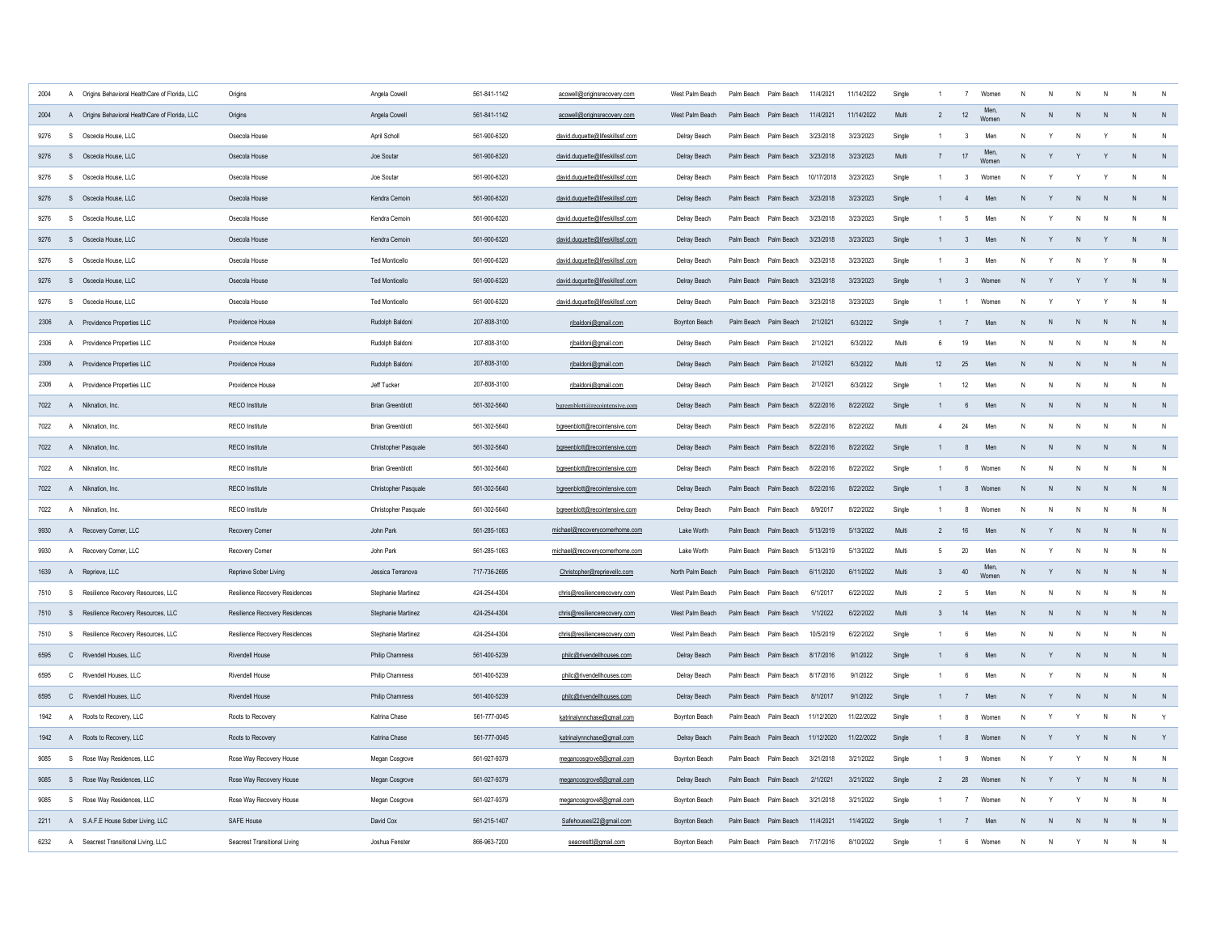| | | | | | | | | | | | | | | | | | | | | | | |
|---|---|---|---|---|---|---|---|---|---|---|---|---|---|---|---|---|---|---|---|---|---|---|
| 2004 | A | Origins Behavioral HealthCare of Florida, LLC | Origins | Angela Cowell | 561-841-1142 | acowell@originsrecovery.com | West Palm Beach | Palm Beach | Palm Beach | 11/4/2021 | 11/14/2022 | Single | 1 | 7 | Women | N | N | N | N | N | N |
| 2004 | A | Origins Behavioral HealthCare of Florida, LLC | Origins | Angela Cowell | 561-841-1142 | acowell@originsrecovery.com | West Palm Beach | Palm Beach | Palm Beach | 11/4/2021 | 11/14/2022 | Multi | 2 | 12 | Men, Women | N | N | N | N | N | N |
| 9276 | S | Osceola House, LLC | Osecola House | April Scholl | 561-900-6320 | david.duquette@lifeskillssf.com | Delray Beach | Palm Beach | Palm Beach | 3/23/2018 | 3/23/2023 | Single | 1 | 3 | Men | N | Y | N | Y | N | N |
| 9276 | S | Osceola House, LLC | Osecola House | Joe Soutar | 561-900-6320 | david.duquette@lifeskillssf.com | Delray Beach | Palm Beach | Palm Beach | 3/23/2018 | 3/23/2023 | Multi | 7 | 17 | Men, Women | N | Y | Y | Y | N | N |
| 9276 | S | Osceola House, LLC | Osecola House | Joe Soutar | 561-900-6320 | david.duquette@lifeskillssf.com | Delray Beach | Palm Beach | Palm Beach | 10/17/2018 | 3/23/2023 | Single | 1 | 3 | Women | N | Y | Y | Y | N | N |
| 9276 | S | Osceola House, LLC | Osecola House | Kendra Cernoin | 561-900-6320 | david.duquette@lifeskillssf.com | Delray Beach | Palm Beach | Palm Beach | 3/23/2018 | 3/23/2023 | Single | 1 | 4 | Men | N | Y | N | N | N | N |
| 9276 | S | Osceola House, LLC | Osecola House | Kendra Cernoin | 561-900-6320 | david.duquette@lifeskillssf.com | Delray Beach | Palm Beach | Palm Beach | 3/23/2018 | 3/23/2023 | Single | 1 | 5 | Men | N | Y | N | N | N | N |
| 9276 | S | Osceola House, LLC | Osecola House | Kendra Cernoin | 561-900-6320 | david.duquette@lifeskillssf.com | Delray Beach | Palm Beach | Palm Beach | 3/23/2018 | 3/23/2023 | Single | 1 | 3 | Men | N | Y | N | Y | N | N |
| 9276 | S | Osceola House, LLC | Osecola House | Ted Monticello | 561-900-6320 | david.duquette@lifeskillssf.com | Delray Beach | Palm Beach | Palm Beach | 3/23/2018 | 3/23/2023 | Single | 1 | 3 | Men | N | Y | N | Y | N | N |
| 9276 | S | Osceola House, LLC | Osecola House | Ted Monticello | 561-900-6320 | david.duquette@lifeskillssf.com | Delray Beach | Palm Beach | Palm Beach | 3/23/2018 | 3/23/2023 | Single | 1 | 3 | Women | N | Y | Y | Y | N | N |
| 9276 | S | Osceola House, LLC | Osecola House | Ted Monticello | 561-900-6320 | david.duquette@lifeskillssf.com | Delray Beach | Palm Beach | Palm Beach | 3/23/2018 | 3/23/2023 | Single | 1 | 1 | Women | N | Y | Y | Y | N | N |
| 2306 | A | Providence Properties LLC | Providence House | Rudolph Baldoni | 207-808-3100 | rjbaldoni@gmail.com | Boynton Beach | Palm Beach | Palm Beach | 2/1/2021 | 6/3/2022 | Single | 1 | 7 | Men | N | N | N | N | N | N |
| 2306 | A | Providence Properties LLC | Providence House | Rudolph Baldoni | 207-808-3100 | rjbaldoni@gmail.com | Delray Beach | Palm Beach | Palm Beach | 2/1/2021 | 6/3/2022 | Multi | 6 | 19 | Men | N | N | N | N | N | N |
| 2306 | A | Providence Properties LLC | Providence House | Rudolph Baldoni | 207-808-3100 | rjbaldoni@gmail.com | Delray Beach | Palm Beach | Palm Beach | 2/1/2021 | 6/3/2022 | Multi | 12 | 25 | Men | N | N | N | N | N | N |
| 2306 | A | Providence Properties LLC | Providence House | Jeff Tucker | 207-808-3100 | rjbaldoni@gmail.com | Delray Beach | Palm Beach | Palm Beach | 2/1/2021 | 6/3/2022 | Single | 1 | 12 | Men | N | N | N | N | N | N |
| 7022 | A | Niknation, Inc. | RECO Institute | Brian Greenblott | 561-302-5640 | bgreenblott@recointensive.com | Delray Beach | Palm Beach | Palm Beach | 8/22/2016 | 8/22/2022 | Single | 1 | 6 | Men | N | N | N | N | N | N |
| 7022 | A | Niknation, Inc. | RECO Institute | Brian Greenblott | 561-302-5640 | bgreenblott@recointensive.com | Delray Beach | Palm Beach | Palm Beach | 8/22/2016 | 8/22/2022 | Multi | 4 | 24 | Men | N | N | N | N | N | N |
| 7022 | A | Niknation, Inc. | RECO Institute | Christopher Pasquale | 561-302-5640 | bgreenblott@recointensive.com | Delray Beach | Palm Beach | Palm Beach | 8/22/2016 | 8/22/2022 | Single | 1 | 8 | Men | N | N | N | N | N | N |
| 7022 | A | Niknation, Inc. | RECO Institute | Brian Greenblott | 561-302-5640 | bgreenblott@recointensive.com | Delray Beach | Palm Beach | Palm Beach | 8/22/2016 | 8/22/2022 | Single | 1 | 6 | Women | N | N | N | N | N | N |
| 7022 | A | Niknation, Inc. | RECO Institute | Christopher Pasquale | 561-302-5640 | bgreenblott@recointensive.com | Delray Beach | Palm Beach | Palm Beach | 8/22/2016 | 8/22/2022 | Single | 1 | 8 | Women | N | N | N | N | N | N |
| 7022 | A | Niknation, Inc. | RECO Institute | Christopher Pasquale | 561-302-5640 | bgreenblott@recointensive.com | Delray Beach | Palm Beach | Palm Beach | 8/9/2017 | 8/22/2022 | Single | 1 | 8 | Women | N | N | N | N | N | N |
| 9930 | A | Recovery Corner, LLC | Recovery Corner | John Park | 561-285-1063 | michael@recoverycornerhome.com | Lake Worth | Palm Beach | Palm Beach | 5/13/2019 | 5/13/2022 | Multi | 2 | 16 | Men | N | Y | N | N | N | N |
| 9930 | A | Recovery Corner, LLC | Recovery Corner | John Park | 561-285-1063 | michael@recoverycornerhome.com | Lake Worth | Palm Beach | Palm Beach | 5/13/2019 | 5/13/2022 | Multi | 5 | 20 | Men | N | Y | N | N | N | N |
| 1639 | A | Reprieve, LLC | Reprieve Sober Living | Jessica Terranova | 717-736-2695 | Christopher@reprievellc.com | North Palm Beach | Palm Beach | Palm Beach | 6/11/2020 | 6/11/2022 | Multi | 3 | 40 | Men, Women | N | Y | N | N | N | N |
| 7510 | S | Resilience Recovery Resources, LLC | Resilience Recovery Residences | Stephanie Martinez | 424-254-4304 | chris@resiliencerecovery.com | West Palm Beach | Palm Beach | Palm Beach | 6/1/2017 | 6/22/2022 | Multi | 2 | 5 | Men | N | N | N | N | N | N |
| 7510 | S | Resilience Recovery Resources, LLC | Resilience Recovery Residences | Stephanie Martinez | 424-254-4304 | chris@resiliencerecovery.com | West Palm Beach | Palm Beach | Palm Beach | 1/1/2022 | 6/22/2022 | Multi | 3 | 14 | Men | N | N | N | N | N | N |
| 7510 | S | Resilience Recovery Resources, LLC | Resilience Recovery Residences | Stephanie Martinez | 424-254-4304 | chris@resiliencerecovery.com | West Palm Beach | Palm Beach | Palm Beach | 10/5/2019 | 6/22/2022 | Single | 1 | 6 | Men | N | N | N | N | N | N |
| 6595 | C | Rivendell Houses, LLC | Rivendell House | Philip Chamness | 561-400-5239 | philc@rivendellhouses.com | Delray Beach | Palm Beach | Palm Beach | 8/17/2016 | 9/1/2022 | Single | 1 | 6 | Men | N | Y | N | N | N | N |
| 6595 | C | Rivendell Houses, LLC | Rivendell House | Philip Chamness | 561-400-5239 | philc@rivendellhouses.com | Delray Beach | Palm Beach | Palm Beach | 8/17/2016 | 9/1/2022 | Single | 1 | 6 | Men | N | Y | N | N | N | N |
| 6595 | C | Rivendell Houses, LLC | Rivendell House | Philip Chamness | 561-400-5239 | philc@rivendellhouses.com | Delray Beach | Palm Beach | Palm Beach | 8/1/2017 | 9/1/2022 | Single | 1 | 7 | Men | N | Y | N | N | N | N |
| 1942 | A | Roots to Recovery, LLC | Roots to Recovery | Katrina Chase | 561-777-0045 | katrinalynnchase@gmail.com | Boynton Beach | Palm Beach | Palm Beach | 11/12/2020 | 11/22/2022 | Single | 1 | 8 | Women | N | Y | Y | N | N | Y |
| 1942 | A | Roots to Recovery, LLC | Roots to Recovery | Katrina Chase | 561-777-0045 | katrinalynnchase@gmail.com | Delray Beach | Palm Beach | Palm Beach | 11/12/2020 | 11/22/2022 | Single | 1 | 8 | Women | N | Y | Y | N | N | Y |
| 9085 | S | Rose Way Residences, LLC | Rose Way Recovery House | Megan Cosgrove | 561-927-9379 | megancosgrove8@gmail.com | Boynton Beach | Palm Beach | Palm Beach | 3/21/2018 | 3/21/2022 | Single | 1 | 9 | Women | N | Y | Y | N | N | N |
| 9085 | S | Rose Way Residences, LLC | Rose Way Recovery House | Megan Cosgrove | 561-927-9379 | megancosgrove8@gmail.com | Delray Beach | Palm Beach | Palm Beach | 2/1/2021 | 3/21/2022 | Single | 2 | 28 | Women | N | Y | Y | N | N | N |
| 9085 | S | Rose Way Residences, LLC | Rose Way Recovery House | Megan Cosgrove | 561-927-9379 | megancosgrove8@gmail.com | Boynton Beach | Palm Beach | Palm Beach | 3/21/2018 | 3/21/2022 | Single | 1 | 7 | Women | N | Y | Y | N | N | N |
| 2211 | A | S.A.F.E House Sober Living, LLC | SAFE House | David Cox | 561-215-1407 | Safehouses22@gmail.com | Boynton Beach | Palm Beach | Palm Beach | 11/4/2021 | 11/4/2022 | Single | 1 | 7 | Men | N | N | N | N | N | N |
| 6232 | A | Seacrest Transitional Living, LLC | Seacrest Transitional Living | Joshua Fenster | 866-963-7200 | seacresttl@gmail.com | Boynton Beach | Palm Beach | Palm Beach | 7/17/2016 | 8/10/2022 | Single | 1 | 6 | Women | N | N | Y | N | N | N |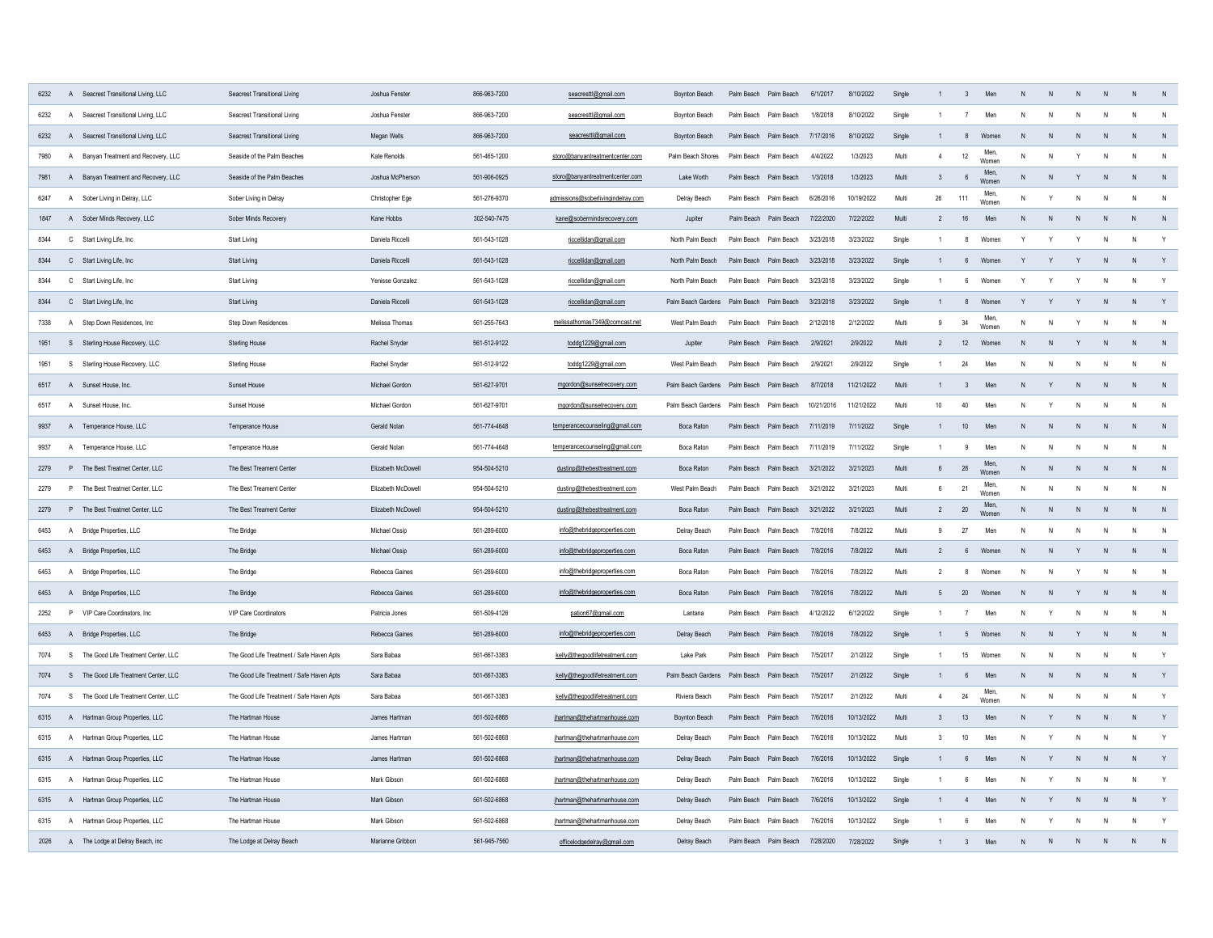| | | | | | | | | | | | | | | | | | | | | | |
|---|---|---|---|---|---|---|---|---|---|---|---|---|---|---|---|---|---|---|---|---|---|
| 6232 | A | Seacrest Transitional Living, LLC | Seacrest Transitional Living | Joshua Fenster | 866-963-7200 | seacresttl@gmail.com | Boynton Beach | Palm Beach | Palm Beach | 6/1/2017 | 8/10/2022 | Single | 1 | 3 | Men | N | N | N | N | N | N |
| 6232 | A | Seacrest Transitional Living, LLC | Seacrest Transitional Living | Joshua Fenster | 866-963-7200 | seacresttl@gmail.com | Boynton Beach | Palm Beach | Palm Beach | 1/8/2018 | 8/10/2022 | Single | 1 | 7 | Men | N | N | N | N | N | N |
| 6232 | A | Seacrest Transitional Living, LLC | Seacrest Transitional Living | Megan Wells | 866-963-7200 | seacresttl@gmail.com | Boynton Beach | Palm Beach | Palm Beach | 7/17/2016 | 8/10/2022 | Single | 1 | 8 | Women | N | N | N | N | N | N |
| 7980 | A | Banyan Treatment and Recovery, LLC | Seaside of the Palm Beaches | Kate Renolds | 561-465-1200 | storo@banyantreatmentcenter.com | Palm Beach Shores | Palm Beach | Palm Beach | 4/4/2022 | 1/3/2023 | Multi | 4 | 12 | Men, Women | N | N | Y | N | N | N |
| 7981 | A | Banyan Treatment and Recovery, LLC | Seaside of the Palm Beaches | Joshua McPherson | 561-906-0925 | storo@banyantreatmentcenter.com | Lake Worth | Palm Beach | Palm Beach | 1/3/2018 | 1/3/2023 | Multi | 3 | 6 | Men, Women | N | N | Y | N | N | N |
| 6247 | A | Sober Living in Delray, LLC | Sober Living in Delray | Christopher Ege | 561-276-9370 | admissions@soberlivingindelray.com | Delray Beach | Palm Beach | Palm Beach | 6/26/2016 | 10/19/2022 | Multi | 26 | 111 | Men, Women | N | Y | N | N | N | N |
| 1847 | A | Sober Minds Recovery, LLC | Sober Minds Recovery | Kane Hobbs | 302-540-7475 | kane@sobermindsrecovery.com | Jupiter | Palm Beach | Palm Beach | 7/22/2020 | 7/22/2022 | Multi | 2 | 16 | Men | N | N | N | N | N | N |
| 8344 | C | Start Living Life, Inc | Start Living | Daniela Riccelli | 561-543-1028 | riccellidan@gmail.com | North Palm Beach | Palm Beach | Palm Beach | 3/23/2018 | 3/23/2022 | Single | 1 | 8 | Women | Y | Y | Y | N | N | Y |
| 8344 | C | Start Living Life, Inc | Start Living | Daniela Riccelli | 561-543-1028 | riccellidan@gmail.com | North Palm Beach | Palm Beach | Palm Beach | 3/23/2018 | 3/23/2022 | Single | 1 | 6 | Women | Y | Y | Y | N | N | Y |
| 8344 | C | Start Living Life, Inc | Start Living | Yenisse Gonzalez | 561-543-1028 | riccellidan@gmail.com | North Palm Beach | Palm Beach | Palm Beach | 3/23/2018 | 3/23/2022 | Single | 1 | 6 | Women | Y | Y | Y | N | N | Y |
| 8344 | C | Start Living Life, Inc | Start Living | Daniela Riccelli | 561-543-1028 | riccellidan@gmail.com | Palm Beach Gardens | Palm Beach | Palm Beach | 3/23/2018 | 3/23/2022 | Single | 1 | 8 | Women | Y | Y | Y | N | N | Y |
| 7338 | A | Step Down Residences, Inc | Step Down Residences | Melissa Thomas | 561-255-7643 | melissathomas7349@comcast.net | West Palm Beach | Palm Beach | Palm Beach | 2/12/2018 | 2/12/2022 | Multi | 9 | 34 | Men, Women | N | N | Y | N | N | N |
| 1951 | S | Sterling House Recovery, LLC | Sterling House | Rachel Snyder | 561-512-9122 | toddg1229@gmail.com | Jupiter | Palm Beach | Palm Beach | 2/9/2021 | 2/9/2022 | Multi | 2 | 12 | Women | N | N | Y | N | N | N |
| 1951 | S | Sterling House Recovery, LLC | Sterling House | Rachel Snyder | 561-512-9122 | toddg1229@gmail.com | West Palm Beach | Palm Beach | Palm Beach | 2/9/2021 | 2/9/2022 | Single | 1 | 24 | Men | N | N | N | N | N | N |
| 6517 | A | Sunset House, Inc. | Sunset House | Michael Gordon | 561-627-9701 | mgordon@sunsetrecovery.com | Palm Beach Gardens | Palm Beach | Palm Beach | 8/7/2018 | 11/21/2022 | Multi | 1 | 3 | Men | N | Y | N | N | N | N |
| 6517 | A | Sunset House, Inc. | Sunset House | Michael Gordon | 561-627-9701 | mgordon@sunsetrecovery.com | Palm Beach Gardens | Palm Beach | Palm Beach | 10/21/2016 | 11/21/2022 | Multi | 10 | 40 | Men | N | Y | N | N | N | N |
| 9937 | A | Temperance House, LLC | Temperance House | Gerald Nolan | 561-774-4648 | temperancecounseling@gmail.com | Boca Raton | Palm Beach | Palm Beach | 7/11/2019 | 7/11/2022 | Single | 1 | 10 | Men | N | N | N | N | N | N |
| 9937 | A | Temperance House, LLC | Temperance House | Gerald Nolan | 561-774-4648 | temperancecounseling@gmail.com | Boca Raton | Palm Beach | Palm Beach | 7/11/2019 | 7/11/2022 | Single | 1 | 9 | Men | N | N | N | N | N | N |
| 2279 | P | The Best Treatmet Center, LLC | The Best Treament Center | Elizabeth McDowell | 954-504-5210 | dustinp@thebesttreatment.com | Boca Raton | Palm Beach | Palm Beach | 3/21/2022 | 3/21/2023 | Multi | 6 | 28 | Men, Women | N | N | N | N | N | N |
| 2279 | P | The Best Treatmet Center, LLC | The Best Treament Center | Elizabeth McDowell | 954-504-5210 | dustinp@thebesttreatment.com | West Palm Beach | Palm Beach | Palm Beach | 3/21/2022 | 3/21/2023 | Multi | 6 | 21 | Men, Women | N | N | N | N | N | N |
| 2279 | P | The Best Treatmet Center, LLC | The Best Treament Center | Elizabeth McDowell | 954-504-5210 | dustinp@thebesttreatment.com | Boca Raton | Palm Beach | Palm Beach | 3/21/2022 | 3/21/2023 | Multi | 2 | 20 | Men, Women | N | N | N | N | N | N |
| 6453 | A | Bridge Properties, LLC | The Bridge | Michael Ossip | 561-289-6000 | info@thebridgeproperties.com | Delray Beach | Palm Beach | Palm Beach | 7/8/2016 | 7/8/2022 | Multi | 9 | 27 | Men | N | N | N | N | N | N |
| 6453 | A | Bridge Properties, LLC | The Bridge | Michael Ossip | 561-289-6000 | info@thebridgeproperties.com | Boca Raton | Palm Beach | Palm Beach | 7/8/2016 | 7/8/2022 | Multi | 2 | 6 | Women | N | N | Y | N | N | N |
| 6453 | A | Bridge Properties, LLC | The Bridge | Rebecca Gaines | 561-289-6000 | info@thebridgeproperties.com | Boca Raton | Palm Beach | Palm Beach | 7/8/2016 | 7/8/2022 | Multi | 2 | 8 | Women | N | N | Y | N | N | N |
| 6453 | A | Bridge Properties, LLC | The Bridge | Rebecca Gaines | 561-289-6000 | info@thebridgeproperties.com | Boca Raton | Palm Beach | Palm Beach | 7/8/2016 | 7/8/2022 | Multi | 5 | 20 | Women | N | N | Y | N | N | N |
| 2252 | P | VIP Care Coordinators, Inc | VIP Care Coordinators | Patricia Jones | 561-509-4126 | patjon67@gmail.com | Lantana | Palm Beach | Palm Beach | 4/12/2022 | 6/12/2022 | Single | 1 | 7 | Men | N | Y | N | N | N | N |
| 6453 | A | Bridge Properties, LLC | The Bridge | Rebecca Gaines | 561-289-6000 | info@thebridgeproperties.com | Delray Beach | Palm Beach | Palm Beach | 7/8/2016 | 7/8/2022 | Single | 1 | 5 | Women | N | N | Y | N | N | N |
| 7074 | S | The Good Life Treatment Center, LLC | The Good Life Treatment / Safe Haven Apts | Sara Babaa | 561-667-3383 | kelly@thegoodlifetreatment.com | Lake Park | Palm Beach | Palm Beach | 7/5/2017 | 2/1/2022 | Single | 1 | 15 | Women | N | N | N | N | N | Y |
| 7074 | S | The Good Life Treatment Center, LLC | The Good Life Treatment / Safe Haven Apts | Sara Babaa | 561-667-3383 | kelly@thegoodlifetreatment.com | Palm Beach Gardens | Palm Beach | Palm Beach | 7/5/2017 | 2/1/2022 | Single | 1 | 6 | Men | N | N | N | N | N | Y |
| 7074 | S | The Good Life Treatment Center, LLC | The Good Life Treatment / Safe Haven Apts | Sara Babaa | 561-667-3383 | kelly@thegoodlifetreatment.com | Riviera Beach | Palm Beach | Palm Beach | 7/5/2017 | 2/1/2022 | Multi | 4 | 24 | Men, Women | N | N | N | N | N | Y |
| 6315 | A | Hartman Group Properties, LLC | The Hartman House | James Hartman | 561-502-6868 | jhartman@thehartmanhouse.com | Boynton Beach | Palm Beach | Palm Beach | 7/6/2016 | 10/13/2022 | Multi | 3 | 13 | Men | N | Y | N | N | N | Y |
| 6315 | A | Hartman Group Properties, LLC | The Hartman House | James Hartman | 561-502-6868 | jhartman@thehartmanhouse.com | Delray Beach | Palm Beach | Palm Beach | 7/6/2016 | 10/13/2022 | Multi | 3 | 10 | Men | N | Y | N | N | N | Y |
| 6315 | A | Hartman Group Properties, LLC | The Hartman House | James Hartman | 561-502-6868 | jhartman@thehartmanhouse.com | Delray Beach | Palm Beach | Palm Beach | 7/6/2016 | 10/13/2022 | Single | 1 | 6 | Men | N | Y | N | N | N | Y |
| 6315 | A | Hartman Group Properties, LLC | The Hartman House | Mark Gibson | 561-502-6868 | jhartman@thehartmanhouse.com | Delray Beach | Palm Beach | Palm Beach | 7/6/2016 | 10/13/2022 | Single | 1 | 6 | Men | N | Y | N | N | N | Y |
| 6315 | A | Hartman Group Properties, LLC | The Hartman House | Mark Gibson | 561-502-6868 | jhartman@thehartmanhouse.com | Delray Beach | Palm Beach | Palm Beach | 7/6/2016 | 10/13/2022 | Single | 1 | 4 | Men | N | Y | N | N | N | Y |
| 6315 | A | Hartman Group Properties, LLC | The Hartman House | Mark Gibson | 561-502-6868 | jhartman@thehartmanhouse.com | Delray Beach | Palm Beach | Palm Beach | 7/6/2016 | 10/13/2022 | Single | 1 | 6 | Men | N | Y | N | N | N | Y |
| 2026 | A | The Lodge at Delray Beach, inc | The Lodge at Delray Beach | Marianne Gribbon | 561-945-7560 | officelodgedelray@gmail.com | Delray Beach | Palm Beach | Palm Beach | 7/28/2020 | 7/28/2022 | Single | 1 | 3 | Men | N | N | N | N | N | N |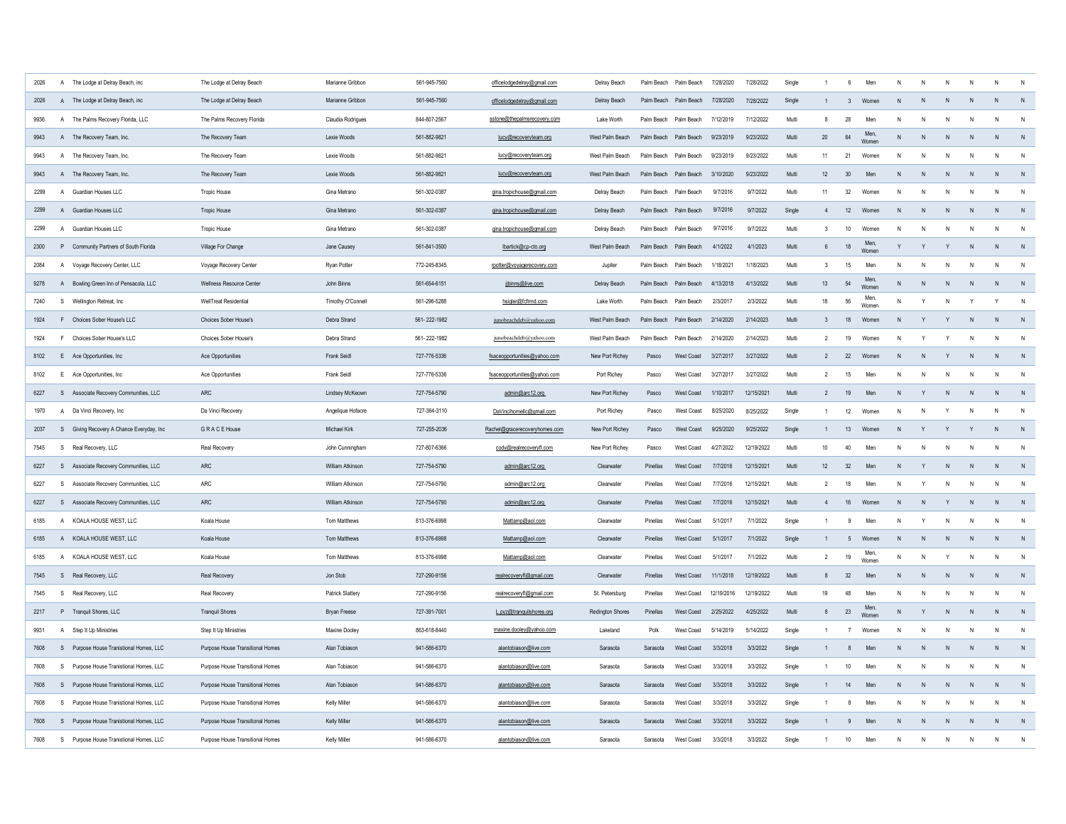| | | | | | | | | | | | | | | | | | | | | | | |
|---|---|---|---|---|---|---|---|---|---|---|---|---|---|---|---|---|---|---|---|---|---|---|
| 2026 | A | The Lodge at Delray Beach, inc | The Lodge at Delray Beach | Marianne Gribbon | 561-945-7560 | officelodgedelray@gmail.com | Delray Beach | Palm Beach | Palm Beach | 7/28/2020 | 7/28/2022 | Single | 1 | 6 | Men | N | N | N | N | N | N |
| 2026 | A | The Lodge at Delray Beach, inc | The Lodge at Delray Beach | Marianne Gribbon | 561-945-7560 | officelodgedelray@gmail.com | Delray Beach | Palm Beach | Palm Beach | 7/28/2020 | 7/28/2022 | Single | 1 | 3 | Women | N | N | N | N | N | N |
| 9936 | A | The Palms Recovery Florida, LLC | The Palms Recovery Florida | Claudia Rodrigues | 844-807-2567 | sstone@thepalmsrecovery.com | Lake Worth | Palm Beach | Palm Beach | 7/12/2019 | 7/12/2022 | Multi | 8 | 28 | Men | N | N | N | N | N | N |
| 9943 | A | The Recovery Team, Inc. | The Recovery Team | Lexie Woods | 561-882-9821 | lucy@recoveryteam.org | West Palm Beach | Palm Beach | Palm Beach | 9/23/2019 | 9/23/2022 | Multi | 20 | 64 | Men, Women | N | N | N | N | N | N |
| 9943 | A | The Recovery Team, Inc. | The Recovery Team | Lexie Woods | 561-882-9821 | lucy@recoveryteam.org | West Palm Beach | Palm Beach | Palm Beach | 9/23/2019 | 9/23/2022 | Multi | 11 | 21 | Women | N | N | N | N | N | N |
| 9943 | A | The Recovery Team, Inc. | The Recovery Team | Lexie Woods | 561-882-9821 | lucy@recoveryteam.org | West Palm Beach | Palm Beach | Palm Beach | 3/10/2020 | 9/23/2022 | Multi | 12 | 30 | Men | N | N | N | N | N | N |
| 2299 | A | Guardian Houses LLC | Tropic House | Gina Metrano | 561-302-0387 | gina.tropichouse@gmail.com | Delray Beach | Palm Beach | Palm Beach | 9/7/2016 | 9/7/2022 | Multi | 11 | 32 | Women | N | N | N | N | N | N |
| 2299 | A | Guardian Houses LLC | Tropic House | Gina Metrano | 561-302-0387 | gina.tropichouse@gmail.com | Delray Beach | Palm Beach | Palm Beach | 9/7/2016 | 9/7/2022 | Single | 4 | 12 | Women | N | N | N | N | N | N |
| 2299 | A | Guardian Houses LLC | Tropic House | Gina Metrano | 561-302-0387 | gina.tropichouse@gmail.com | Delray Beach | Palm Beach | Palm Beach | 9/7/2016 | 9/7/2022 | Multi | 3 | 10 | Women | N | N | N | N | N | N |
| 2300 | P | Community Partners of South Florida | Village For Change | Jane Causey | 561-841-3500 | lbartick@cp-cto.org | West Palm Beach | Palm Beach | Palm Beach | 4/1/2022 | 4/1/2023 | Multi | 6 | 18 | Men, Women | Y | Y | Y | N | N | N |
| 2084 | A | Voyage Recovery Center, LLC | Voyage Recovery Center | Ryan Potter | 772-245-8345 | rpotter@voyagerecovery.com | Jupiter | Palm Beach | Palm Beach | 1/18/2021 | 1/18/2023 | Multi | 3 | 15 | Men | N | N | N | N | N | N |
| 9278 | A | Bowling Green Inn of Pensacola, LLC | Wellness Resource Center | John Binns | 561-654-6151 | jbinns@live.com | Delray Beach | Palm Beach | Palm Beach | 4/13/2018 | 4/13/2022 | Multi | 13 | 54 | Men, Women | N | N | N | N | N | N |
| 7240 | S | Wellington Retreat, Inc | WellTreat Residential | Timothy O'Connell | 561-296-5288 | hsigler@fcfrmd.com | Lake Worth | Palm Beach | Palm Beach | 2/3/2017 | 2/3/2022 | Multi | 18 | 56 | Men, Women | N | Y | N | Y | Y | N |
| 1924 | F | Choices Sober House's LLC | Choices Sober House's | Debra Strand | 561- 222-1982 | junobeachdeb@yahoo.com | West Palm Beach | Palm Beach | Palm Beach | 2/14/2020 | 2/14/2023 | Multi | 3 | 18 | Women | N | Y | Y | N | N | N |
| 1924 | F | Choices Sober House's LLC | Choices Sober House's | Debra Strand | 561- 222-1982 | junobeachdeb@yahoo.com | West Palm Beach | Palm Beach | Palm Beach | 2/14/2020 | 2/14/2023 | Multi | 2 | 19 | Women | N | Y | Y | N | N | N |
| 8102 | E | Ace Opportunities, Inc | Ace Opportunities | Frank Seidl | 727-776-5336 | fsaceopportunities@yahoo.com | New Port Richey | Pasco | West Coast | 3/27/2017 | 3/27/2022 | Multi | 2 | 22 | Women | N | N | Y | N | N | N |
| 8102 | E | Ace Opportunities, Inc | Ace Opportunities | Frank Seidl | 727-776-5336 | fsaceopportunities@yahoo.com | Port Richey | Pasco | West Coast | 3/27/2017 | 3/27/2022 | Multi | 2 | 15 | Men | N | N | N | N | N | N |
| 6227 | S | Associate Recovery Communities, LLC | ARC | Lindsey McKeown | 727-754-5790 | admin@arc12.org | New Port Richey | Pasco | West Coast | 1/10/2017 | 12/15/2021 | Multi | 2 | 19 | Men | N | Y | N | N | N | N |
| 1970 | A | Da Vinci Recovery, Inc | Da Vinci Recovery | Angelique Hofacre | 727-364-3110 | DaVincihomellc@gmail.com | Port Richey | Pasco | West Coast | 8/25/2020 | 8/25/2022 | Single | 1 | 12 | Women | N | N | Y | N | N | N |
| 2037 | S | Giving Recovery A Chance Everyday, Inc | G R A C E House | Michael Kirk | 727-255-2036 | Rachel@gracerecoveryhomes.com | New Port Richey | Pasco | West Coast | 9/25/2020 | 9/25/2022 | Single | 1 | 13 | Women | N | Y | Y | Y | N | N |
| 7545 | S | Real Recovery, LLC | Real Recovery | John Cunningham | 727-807-6366 | cody@realrecoveryfl.com | New Port Richey | Pasco | West Coast | 4/27/2022 | 12/19/2022 | Multi | 10 | 40 | Men | N | N | N | N | N | N |
| 6227 | S | Associate Recovery Communities, LLC | ARC | William Atkinson | 727-754-5790 | admin@arc12.org | Clearwater | Pinellas | West Coast | 7/7/2016 | 12/15/2021 | Multi | 12 | 32 | Men | N | Y | N | N | N | N |
| 6227 | S | Associate Recovery Communities, LLC | ARC | William Atkinson | 727-754-5790 | admin@arc12.org | Clearwater | Pinellas | West Coast | 7/7/2016 | 12/15/2021 | Multi | 2 | 18 | Men | N | Y | N | N | N | N |
| 6227 | S | Associate Recovery Communities, LLC | ARC | William Atkinson | 727-754-5790 | admin@arc12.org | Clearwater | Pinellas | West Coast | 7/7/2016 | 12/15/2021 | Multi | 4 | 16 | Women | N | N | Y | N | N | N |
| 6185 | A | KOALA HOUSE WEST, LLC | Koala House | Tom Matthews | 813-376-6998 | Mattamp@aol.com | Clearwater | Pinellas | West Coast | 5/1/2017 | 7/1/2022 | Single | 1 | 9 | Men | N | Y | N | N | N | N |
| 6185 | A | KOALA HOUSE WEST, LLC | Koala House | Tom Matthews | 813-376-6998 | Mattamp@aol.com | Clearwater | Pinellas | West Coast | 5/1/2017 | 7/1/2022 | Single | 1 | 5 | Women | N | N | N | N | N | N |
| 6185 | A | KOALA HOUSE WEST, LLC | Koala House | Tom Matthews | 813-376-6998 | Mattamp@aol.com | Clearwater | Pinellas | West Coast | 5/1/2017 | 7/1/2022 | Multi | 2 | 19 | Men, Women | N | N | Y | N | N | N |
| 7545 | S | Real Recovery, LLC | Real Recovery | Jon Stob | 727-290-9156 | realrecoveryfl@gmail.com | Clearwater | Pinellas | West Coast | 11/1/2018 | 12/19/2022 | Multi | 8 | 32 | Men | N | N | N | N | N | N |
| 7545 | S | Real Recovery, LLC | Real Recovery | Patrick Slattery | 727-290-9156 | realrecoveryfl@gmail.com | St. Petersburg | Pinellas | West Coast | 12/19/2016 | 12/19/2022 | Multi | 19 | 48 | Men | N | N | N | N | N | N |
| 2217 | P | Tranquil Shores, LLC | Tranquil Shores | Bryan Freese | 727-391-7001 | L.pyz@tranquilshores.org | Redington Shores | Pinellas | West Coast | 2/25/2022 | 4/25/2022 | Multi | 8 | 23 | Men, Women | N | Y | N | N | N | N |
| 9931 | A | Step It Up Ministries | Step It Up Ministries | Maxine Dooley | 863-618-8440 | maxine.dooley@yahoo.com | Lakeland | Polk | West Coast | 5/14/2019 | 5/14/2022 | Single | 1 | 7 | Women | N | N | N | N | N | N |
| 7608 | S | Purpose House Transitional Homes, LLC | Purpose House Transitional Homes | Alan Tobiason | 941-586-6370 | alantobiason@live.com | Sarasota | Sarasota | West Coast | 3/3/2018 | 3/3/2022 | Single | 1 | 8 | Men | N | N | N | N | N | N |
| 7608 | S | Purpose House Transitional Homes, LLC | Purpose House Transitional Homes | Alan Tobiason | 941-586-6370 | alantobiason@live.com | Sarasota | Sarasota | West Coast | 3/3/2018 | 3/3/2022 | Single | 1 | 10 | Men | N | N | N | N | N | N |
| 7608 | S | Purpose House Transitional Homes, LLC | Purpose House Transitional Homes | Alan Tobiason | 941-586-6370 | alantobiason@live.com | Sarasota | Sarasota | West Coast | 3/3/2018 | 3/3/2022 | Single | 1 | 14 | Men | N | N | N | N | N | N |
| 7608 | S | Purpose House Transitional Homes, LLC | Purpose House Transitional Homes | Kelly Miller | 941-586-6370 | alantobiason@live.com | Sarasota | Sarasota | West Coast | 3/3/2018 | 3/3/2022 | Single | 1 | 8 | Men | N | N | N | N | N | N |
| 7608 | S | Purpose House Transitional Homes, LLC | Purpose House Transitional Homes | Kelly Miller | 941-586-6370 | alantobiason@live.com | Sarasota | Sarasota | West Coast | 3/3/2018 | 3/3/2022 | Single | 1 | 9 | Men | N | N | N | N | N | N |
| 7608 | S | Purpose House Transitional Homes, LLC | Purpose House Transitional Homes | Kelly Miller | 941-586-6370 | alantobiason@live.com | Sarasota | Sarasota | West Coast | 3/3/2018 | 3/3/2022 | Single | 1 | 10 | Men | N | N | N | N | N | N |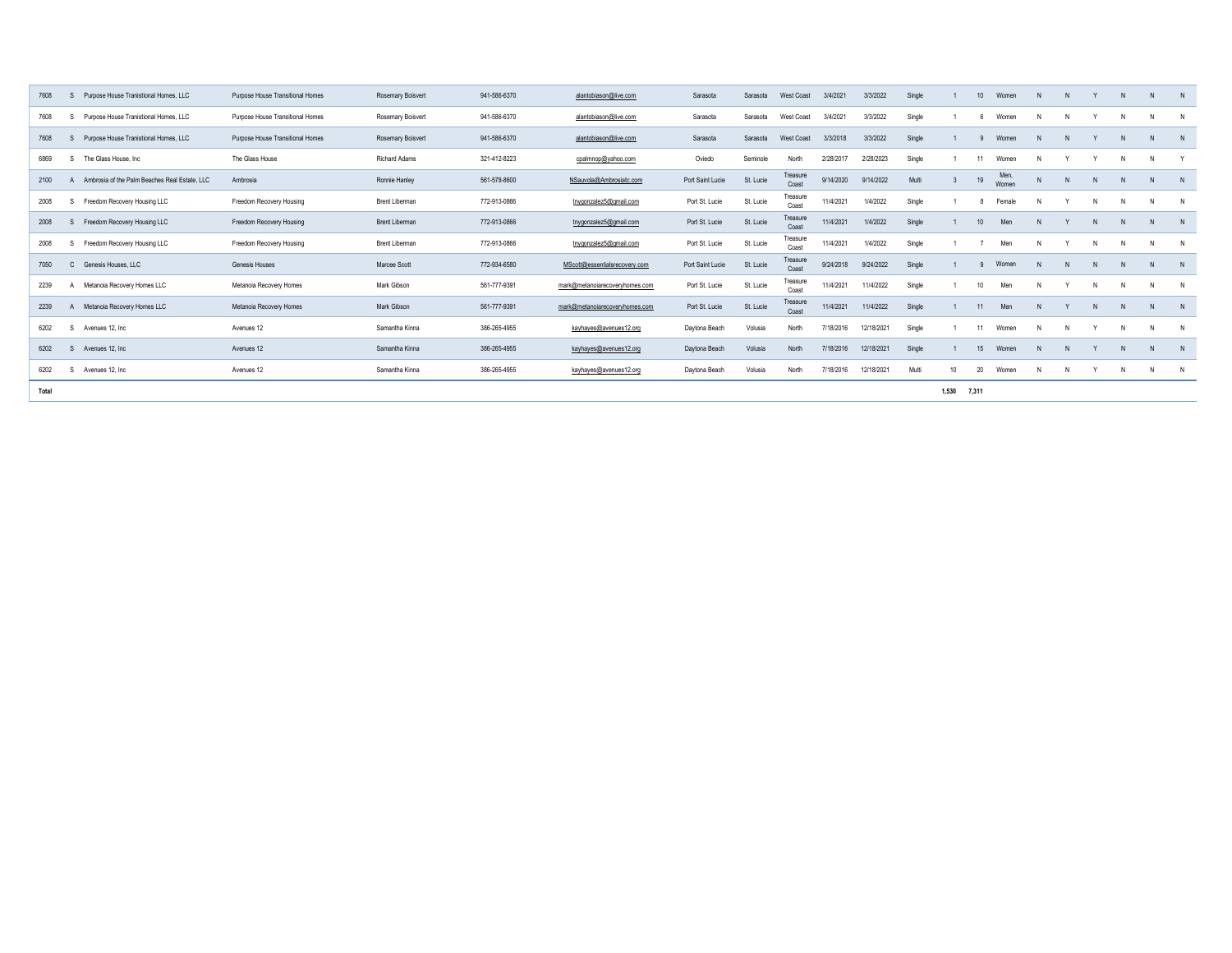| | | | | | | | | | | | | | | | | | | | | | | |
|---|---|---|---|---|---|---|---|---|---|---|---|---|---|---|---|---|---|---|---|---|---|---|
| 7608 | S | Purpose House Tranistional Homes, LLC | Purpose House Transitional Homes | Rosemary Boisvert | 941-586-6370 | alantobiason@live.com | Sarasota | Sarasota | West Coast | 3/4/2021 | 3/3/2022 | Single | 1 | 10 | Women | N | N | Y | N | N | N |
| 7608 | S | Purpose House Tranistional Homes, LLC | Purpose House Transitional Homes | Rosemary Boisvert | 941-586-6370 | alantobiason@live.com | Sarasota | Sarasota | West Coast | 3/4/2021 | 3/3/2022 | Single | 1 | 6 | Women | N | N | Y | N | N | N |
| 7608 | S | Purpose House Tranistional Homes, LLC | Purpose House Transitional Homes | Rosemary Boisvert | 941-586-6370 | alantobiason@live.com | Sarasota | Sarasota | West Coast | 3/3/2018 | 3/3/2022 | Single | 1 | 9 | Women | N | N | Y | N | N | N |
| 6869 | S | The Glass House, Inc | The Glass House | Richard Adams | 321-412-8223 | cpalmnop@yahoo.com | Oviedo | Seminole | North | 2/28/2017 | 2/28/2023 | Single | 1 | 11 | Women | N | Y | Y | N | N | Y |
| 2100 | A | Ambrosia of the Palm Beaches Real Estate, LLC | Ambrosia | Ronnie Hanley | 561-578-8600 | NSauvola@Ambrosiatc.com | Port Saint Lucie | St. Lucie | Treasure Coast | 9/14/2020 | 9/14/2022 | Multi | 3 | 19 | Men, Women | N | N | N | N | N | N |
| 2008 | S | Freedom Recovery Housing LLC | Freedom Recovery Housing | Brent Liberman | 772-913-0866 | tnygonzalez5@gmail.com | Port St. Lucie | St. Lucie | Treasure Coast | 11/4/2021 | 1/4/2022 | Single | 1 | 8 | Female | N | Y | N | N | N | N |
| 2008 | S | Freedom Recovery Housing LLC | Freedom Recovery Housing | Brent Liberman | 772-913-0866 | tnygonzalez5@gmail.com | Port St. Lucie | St. Lucie | Treasure Coast | 11/4/2021 | 1/4/2022 | Single | 1 | 10 | Men | N | Y | N | N | N | N |
| 2008 | S | Freedom Recovery Housing LLC | Freedom Recovery Housing | Brent Liberman | 772-913-0866 | tnygonzalez5@gmail.com | Port St. Lucie | St. Lucie | Treasure Coast | 11/4/2021 | 1/4/2022 | Single | 1 | 7 | Men | N | Y | N | N | N | N |
| 7050 | C | Genesis Houses, LLC | Genesis Houses | Marcee Scott | 772-934-6580 | MScott@essentialsrecovery.com | Port Saint Lucie | St. Lucie | Treasure Coast | 9/24/2018 | 9/24/2022 | Single | 1 | 9 | Women | N | N | N | N | N | N |
| 2239 | A | Metanoia Recovery Homes LLC | Metanoia Recovery Homes | Mark Gibson | 561-777-9391 | mark@metanoiarecoveryhomes.com | Port St. Lucie | St. Lucie | Treasure Coast | 11/4/2021 | 11/4/2022 | Single | 1 | 10 | Men | N | Y | N | N | N | N |
| 2239 | A | Metanoia Recovery Homes LLC | Metanoia Recovery Homes | Mark Gibson | 561-777-9391 | mark@metanoiarecoveryhomes.com | Port St. Lucie | St. Lucie | Treasure Coast | 11/4/2021 | 11/4/2022 | Single | 1 | 11 | Men | N | Y | N | N | N | N |
| 6202 | S | Avenues 12, Inc | Avenues 12 | Samantha Kinna | 386-265-4955 | kayhayes@avenues12.org | Daytona Beach | Volusia | North | 7/18/2016 | 12/18/2021 | Single | 1 | 11 | Women | N | N | Y | N | N | N |
| 6202 | S | Avenues 12, Inc | Avenues 12 | Samantha Kinna | 386-265-4955 | kayhayes@avenues12.org | Daytona Beach | Volusia | North | 7/18/2016 | 12/18/2021 | Single | 1 | 15 | Women | N | N | Y | N | N | N |
| 6202 | S | Avenues 12, Inc | Avenues 12 | Samantha Kinna | 386-265-4955 | kayhayes@avenues12.org | Daytona Beach | Volusia | North | 7/18/2016 | 12/18/2021 | Multi | 10 | 20 | Women | N | N | Y | N | N | N |
| Total | | | | | | | | | | | | | 1,530 | 7,311 | | | | | | | |